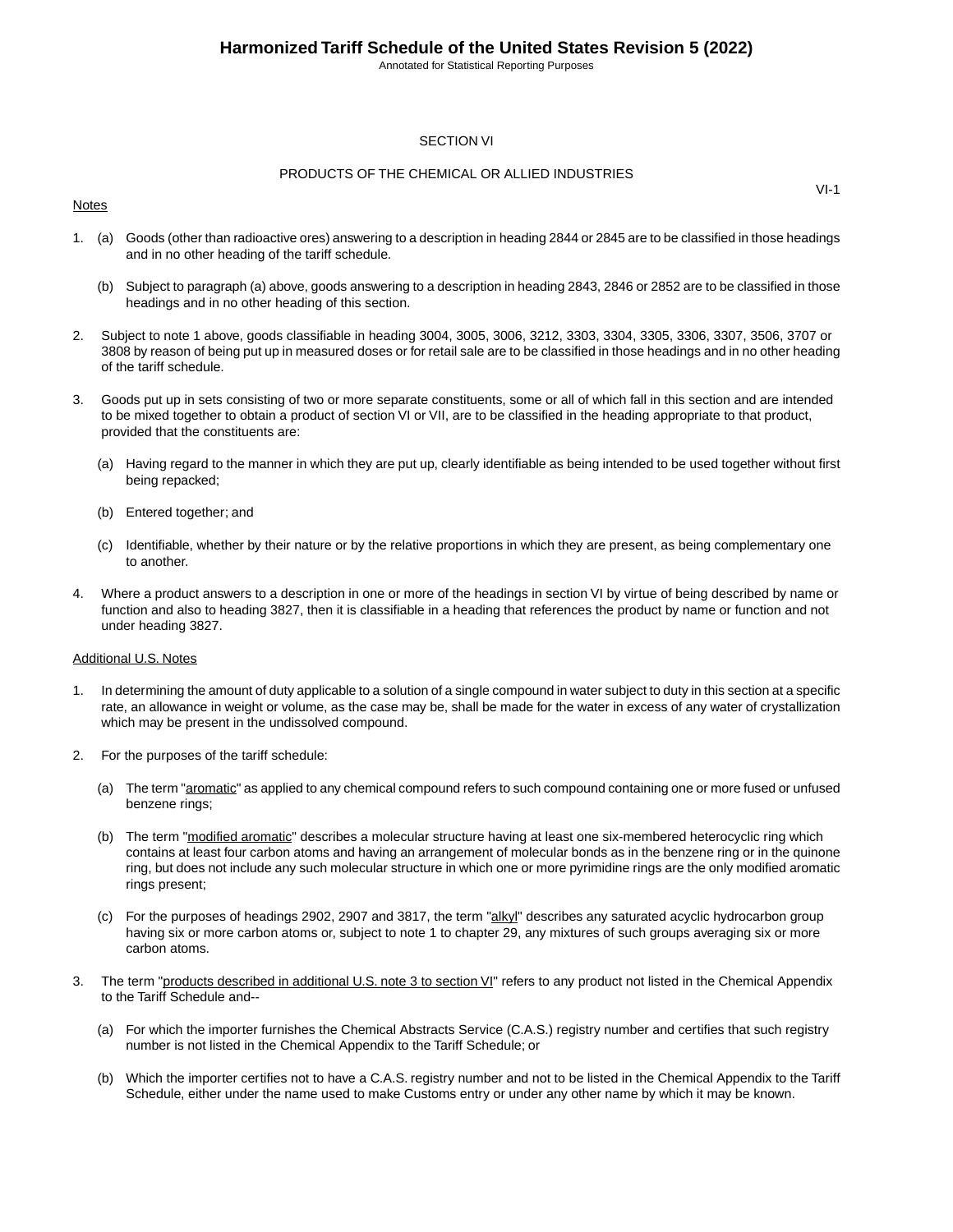# SECTION VI

## PRODUCTS OF THE CHEMICAL OR ALLIED INDUSTRIES

VI-1

Notes

1. (a) Goods (other than radioactive ores) answering to a description in heading 2844 or 2845 are to be classified in those headings and in no other heading of the tariff schedule.

   (b) Subject to paragraph (a) above, goods answering to a description in heading 2843, 2846 or 2852 are to be classified in those headings and in no other heading of this section.

2. Subject to note 1 above, goods classifiable in heading 3004, 3005, 3006, 3212, 3303, 3304, 3305, 3306, 3307, 3506, 3707 or 3808 by reason of being put up in measured doses or for retail sale are to be classified in those headings and in no other heading of the tariff schedule.

3. Goods put up in sets consisting of two or more separate constituents, some or all of which fall in this section and are intended to be mixed together to obtain a product of section VI or VII, are to be classified in the heading appropriate to that product, provided that the constituents are:

   (a) Having regard to the manner in which they are put up, clearly identifiable as being intended to be used together without first being repacked;

   (b) Entered together; and

   (c) Identifiable, whether by their nature or by the relative proportions in which they are present, as being complementary one to another.

4. Where a product answers to a description in one or more of the headings in section VI by virtue of being described by name or function and also to heading 3827, then it is classifiable in a heading that references the product by name or function and not under heading 3827.

Additional U.S. Notes

1. In determining the amount of duty applicable to a solution of a single compound in water subject to duty in this section at a specific rate, an allowance in weight or volume, as the case may be, shall be made for the water in excess of any water of crystallization which may be present in the undissolved compound.

2. For the purposes of the tariff schedule:

   (a) The term "aromatic" as applied to any chemical compound refers to such compound containing one or more fused or unfused benzene rings;

   (b) The term "modified aromatic" describes a molecular structure having at least one six-membered heterocyclic ring which contains at least four carbon atoms and having an arrangement of molecular bonds as in the benzene ring or in the quinone ring, but does not include any such molecular structure in which one or more pyrimidine rings are the only modified aromatic rings present;

   (c) For the purposes of headings 2902, 2907 and 3817, the term "alkyl" describes any saturated acyclic hydrocarbon group having six or more carbon atoms or, subject to note 1 to chapter 29, any mixtures of such groups averaging six or more carbon atoms.

3. The term "products described in additional U.S. note 3 to section VI" refers to any product not listed in the Chemical Appendix to the Tariff Schedule and--

   (a) For which the importer furnishes the Chemical Abstracts Service (C.A.S.) registry number and certifies that such registry number is not listed in the Chemical Appendix to the Tariff Schedule; or

   (b) Which the importer certifies not to have a C.A.S. registry number and not to be listed in the Chemical Appendix to the Tariff Schedule, either under the name used to make Customs entry or under any other name by which it may be known.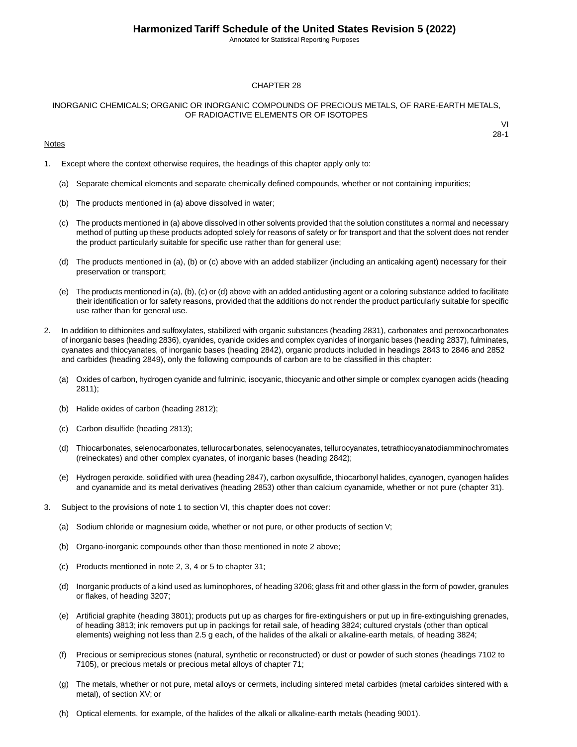# CHAPTER 28

## INORGANIC CHEMICALS; ORGANIC OR INORGANIC COMPOUNDS OF PRECIOUS METALS, OF RARE-EARTH METALS, OF RADIOACTIVE ELEMENTS OR OF ISOTOPES

VI
28-1

Notes

1. Except where the context otherwise requires, the headings of this chapter apply only to:

   (a) Separate chemical elements and separate chemically defined compounds, whether or not containing impurities;

   (b) The products mentioned in (a) above dissolved in water;

   (c) The products mentioned in (a) above dissolved in other solvents provided that the solution constitutes a normal and necessary method of putting up these products adopted solely for reasons of safety or for transport and that the solvent does not render the product particularly suitable for specific use rather than for general use;

   (d) The products mentioned in (a), (b) or (c) above with an added stabilizer (including an anticaking agent) necessary for their preservation or transport;

   (e) The products mentioned in (a), (b), (c) or (d) above with an added antidusting agent or a coloring substance added to facilitate their identification or for safety reasons, provided that the additions do not render the product particularly suitable for specific use rather than for general use.

2. In addition to dithionites and sulfoxylates, stabilized with organic substances (heading 2831), carbonates and peroxocarbonates of inorganic bases (heading 2836), cyanides, cyanide oxides and complex cyanides of inorganic bases (heading 2837), fulminates, cyanates and thiocyanates, of inorganic bases (heading 2842), organic products included in headings 2843 to 2846 and 2852 and carbides (heading 2849), only the following compounds of carbon are to be classified in this chapter:

   (a) Oxides of carbon, hydrogen cyanide and fulminic, isocyanic, thiocyanic and other simple or complex cyanogen acids (heading 2811);

   (b) Halide oxides of carbon (heading 2812);

   (c) Carbon disulfide (heading 2813);

   (d) Thiocarbonates, selenocarbonates, tellurocarbonates, selenocyanates, tellurocyanates, tetrathiocyanatodiamminochromates (reineckates) and other complex cyanates, of inorganic bases (heading 2842);

   (e) Hydrogen peroxide, solidified with urea (heading 2847), carbon oxysulfide, thiocarbonyl halides, cyanogen, cyanogen halides and cyanamide and its metal derivatives (heading 2853) other than calcium cyanamide, whether or not pure (chapter 31).

3. Subject to the provisions of note 1 to section VI, this chapter does not cover:

   (a) Sodium chloride or magnesium oxide, whether or not pure, or other products of section V;

   (b) Organo-inorganic compounds other than those mentioned in note 2 above;

   (c) Products mentioned in note 2, 3, 4 or 5 to chapter 31;

   (d) Inorganic products of a kind used as luminophores, of heading 3206; glass frit and other glass in the form of powder, granules or flakes, of heading 3207;

   (e) Artificial graphite (heading 3801); products put up as charges for fire-extinguishers or put up in fire-extinguishing grenades, of heading 3813; ink removers put up in packings for retail sale, of heading 3824; cultured crystals (other than optical elements) weighing not less than 2.5 g each, of the halides of the alkali or alkaline-earth metals, of heading 3824;

   (f) Precious or semiprecious stones (natural, synthetic or reconstructed) or dust or powder of such stones (headings 7102 to 7105), or precious metals or precious metal alloys of chapter 71;

   (g) The metals, whether or not pure, metal alloys or cermets, including sintered metal carbides (metal carbides sintered with a metal), of section XV; or

   (h) Optical elements, for example, of the halides of the alkali or alkaline-earth metals (heading 9001).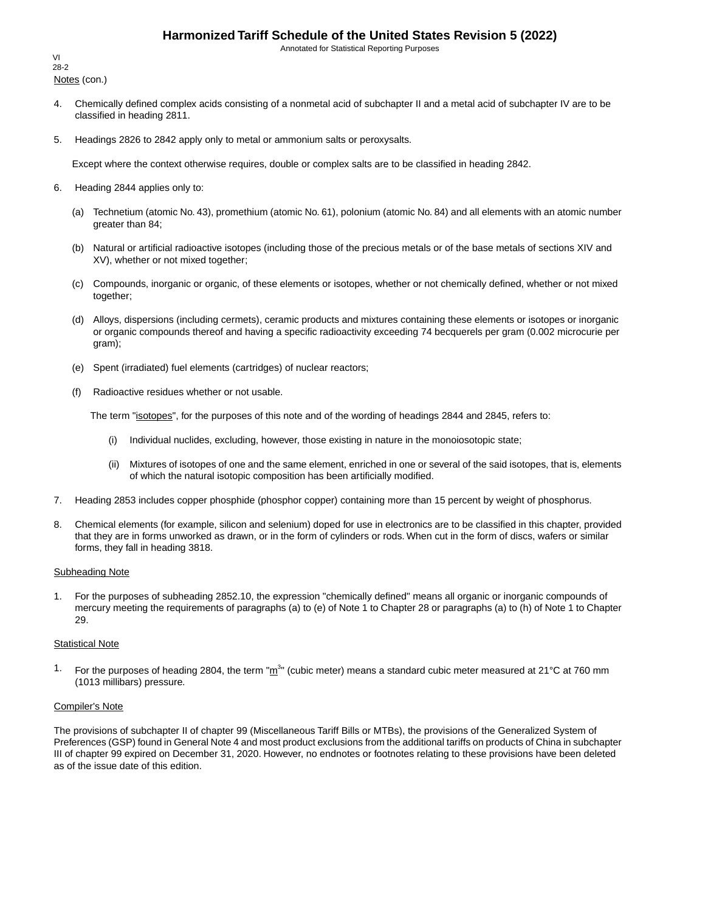Notes (con.)

4. Chemically defined complex acids consisting of a nonmetal acid of subchapter II and a metal acid of subchapter IV are to be classified in heading 2811.

5. Headings 2826 to 2842 apply only to metal or ammonium salts or peroxysalts.

   Except where the context otherwise requires, double or complex salts are to be classified in heading 2842.

6. Heading 2844 applies only to:

   (a) Technetium (atomic No. 43), promethium (atomic No. 61), polonium (atomic No. 84) and all elements with an atomic number greater than 84;

   (b) Natural or artificial radioactive isotopes (including those of the precious metals or of the base metals of sections XIV and XV), whether or not mixed together;

   (c) Compounds, inorganic or organic, of these elements or isotopes, whether or not chemically defined, whether or not mixed together;

   (d) Alloys, dispersions (including cermets), ceramic products and mixtures containing these elements or isotopes or inorganic or organic compounds thereof and having a specific radioactivity exceeding 74 becquerels per gram (0.002 microcurie per gram);

   (e) Spent (irradiated) fuel elements (cartridges) of nuclear reactors;

   (f) Radioactive residues whether or not usable.

   The term "isotopes", for the purposes of this note and of the wording of headings 2844 and 2845, refers to:

   (i) Individual nuclides, excluding, however, those existing in nature in the monoiosotopic state;

   (ii) Mixtures of isotopes of one and the same element, enriched in one or several of the said isotopes, that is, elements of which the natural isotopic composition has been artificially modified.

7. Heading 2853 includes copper phosphide (phosphor copper) containing more than 15 percent by weight of phosphorus.

8. Chemical elements (for example, silicon and selenium) doped for use in electronics are to be classified in this chapter, provided that they are in forms unworked as drawn, or in the form of cylinders or rods. When cut in the form of discs, wafers or similar forms, they fall in heading 3818.

Subheading Note

1. For the purposes of subheading 2852.10, the expression "chemically defined" means all organic or inorganic compounds of mercury meeting the requirements of paragraphs (a) to (e) of Note 1 to Chapter 28 or paragraphs (a) to (h) of Note 1 to Chapter 29.

Statistical Note

1. For the purposes of heading 2804, the term "$m^3$" (cubic meter) means a standard cubic meter measured at 21°C at 760 mm (1013 millibars) pressure.

Compiler's Note

The provisions of subchapter II of chapter 99 (Miscellaneous Tariff Bills or MTBs), the provisions of the Generalized System of Preferences (GSP) found in General Note 4 and most product exclusions from the additional tariffs on products of China in subchapter III of chapter 99 expired on December 31, 2020. However, no endnotes or footnotes relating to these provisions have been deleted as of the issue date of this edition.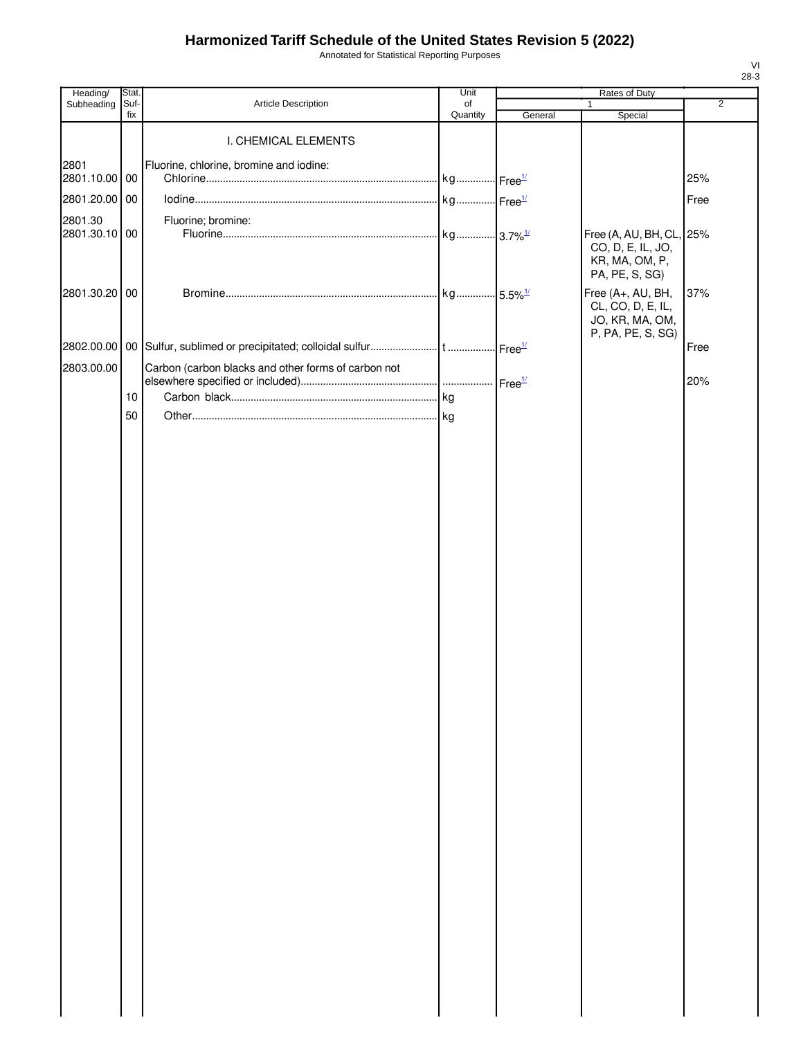# Harmonized Tariff Schedule of the United States Revision 5 (2022)

Annotated for Statistical Reporting Purposes

| Heading/ Subheading | Stat. Suf- fix | Article Description | Unit of Quantity | Rates of Duty 1 General | Rates of Duty 1 Special | Rates of Duty 2 |
|---|---|---|---|---|---|---|
| | | I. CHEMICAL ELEMENTS | | | | |
| 2801 | | Fluorine, chlorine, bromine and iodine: | | | | |
| 2801.10.00 | 00 | Chlorine | kg | Free[1/] | | 25% |
| 2801.20.00 | 00 | Iodine | kg | Free[1/] | | Free |
| 2801.30 | | Fluorine; bromine: | | | | |
| 2801.30.10 | 00 | Fluorine | kg | 3.7%[1/] | Free (A, AU, BH, CL, CO, D, E, IL, JO, KR, MA, OM, P, PA, PE, S, SG) | 25% |
| 2801.30.20 | 00 | Bromine | kg | 5.5%[1/] | Free (A+, AU, BH, CL, CO, D, E, IL, JO, KR, MA, OM, P, PA, PE, S, SG) | 37% |
| 2802.00.00 | 00 | Sulfur, sublimed or precipitated; colloidal sulfur | t | Free[1/] | | Free |
| 2803.00.00 | | Carbon (carbon blacks and other forms of carbon not elsewhere specified or included) | | Free[1/] | | 20% |
| | 10 | Carbon black | kg | | | |
| | 50 | Other | kg | | | |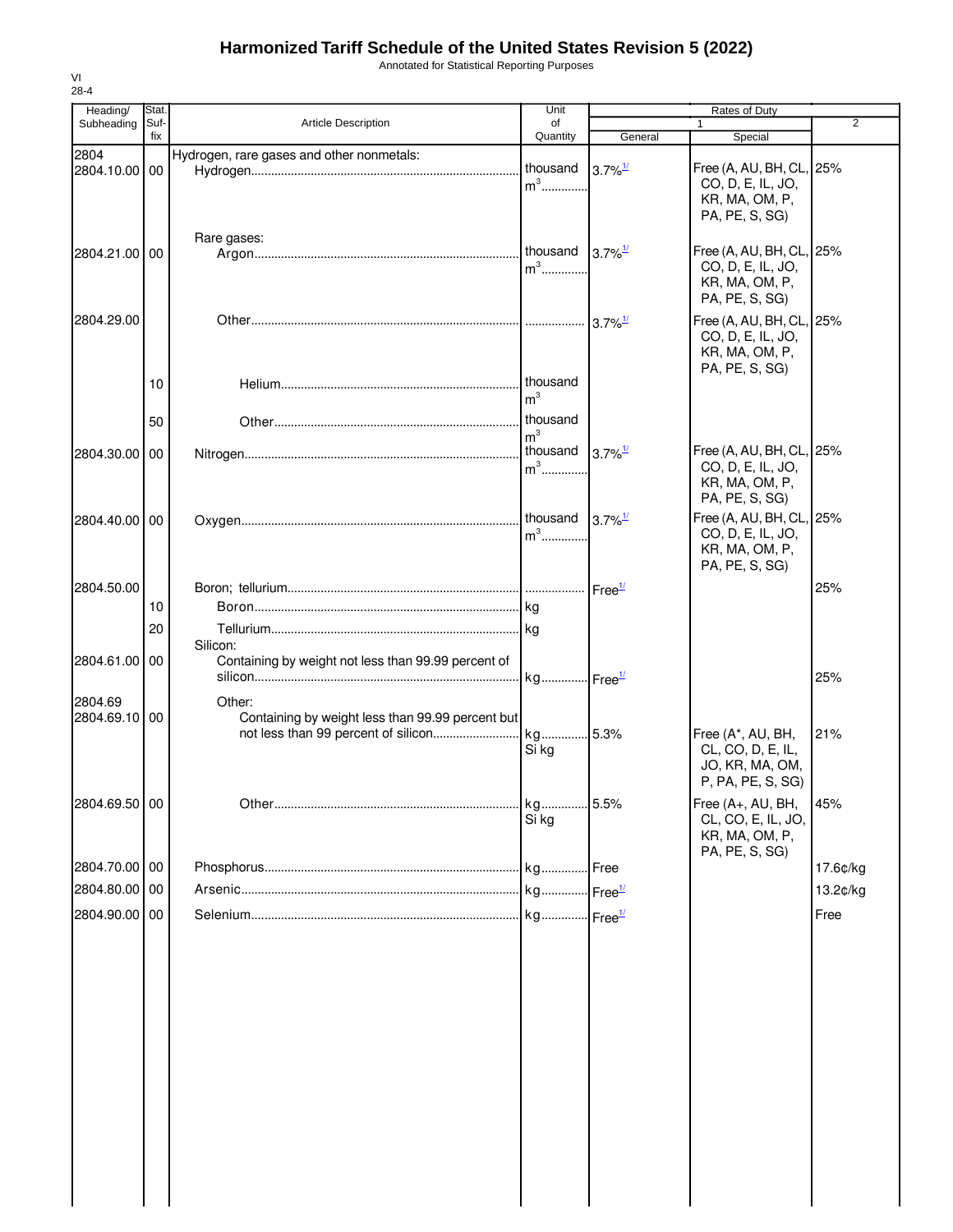# Harmonized Tariff Schedule of the United States Revision 5 (2022)

Annotated for Statistical Reporting Purposes

VI
28-4

| Heading/ Subheading | Stat. Suf- fix | Article Description | Unit of Quantity | Rates of Duty 1 General | Special | 2 |
|---|---|---|---|---|---|---|
| 2804 | | Hydrogen, rare gases and other nonmetals: | | | | |
| 2804.10.00 | 00 | Hydrogen | thousand $m^3$ | 3.7%[1/] | Free (A, AU, BH, CL, CO, D, E, IL, JO, KR, MA, OM, P, PA, PE, S, SG) | 25% |
| | | Rare gases: | | | | |
| 2804.21.00 | 00 | Argon | thousand $m^3$ | 3.7%[1/] | Free (A, AU, BH, CL, CO, D, E, IL, JO, KR, MA, OM, P, PA, PE, S, SG) | 25% |
| 2804.29.00 | | Other | | 3.7%[1/] | Free (A, AU, BH, CL, CO, D, E, IL, JO, KR, MA, OM, P, PA, PE, S, SG) | 25% |
| | 10 | Helium | thousand $m^3$ | | | |
| | 50 | Other | thousand $m^3$ | | | |
| 2804.30.00 | 00 | Nitrogen | thousand $m^3$ | 3.7%[1/] | Free (A, AU, BH, CL, CO, D, E, IL, JO, KR, MA, OM, P, PA, PE, S, SG) | 25% |
| 2804.40.00 | 00 | Oxygen | thousand $m^3$ | 3.7%[1/] | Free (A, AU, BH, CL, CO, D, E, IL, JO, KR, MA, OM, P, PA, PE, S, SG) | 25% |
| 2804.50.00 | | Boron; tellurium | | Free[1/] | | 25% |
| | 10 | Boron | kg | | | |
| | 20 | Tellurium | kg | | | |
| | | Silicon: | | | | |
| 2804.61.00 | 00 | Containing by weight not less than 99.99 percent of silicon | kg | Free[1/] | | 25% |
| 2804.69 | | Other: | | | | |
| 2804.69.10 | 00 | Containing by weight less than 99.99 percent but not less than 99 percent of silicon | kg Si kg | 5.3% | Free (A*, AU, BH, CL, CO, D, E, IL, JO, KR, MA, OM, P, PA, PE, S, SG) | 21% |
| 2804.69.50 | 00 | Other | kg Si kg | 5.5% | Free (A+, AU, BH, CL, CO, E, IL, JO, KR, MA, OM, P, PA, PE, S, SG) | 45% |
| 2804.70.00 | 00 | Phosphorus | kg | Free | | 17.6¢/kg |
| 2804.80.00 | 00 | Arsenic | kg | Free[1/] | | 13.2¢/kg |
| 2804.90.00 | 00 | Selenium | kg | Free[1/] | | Free |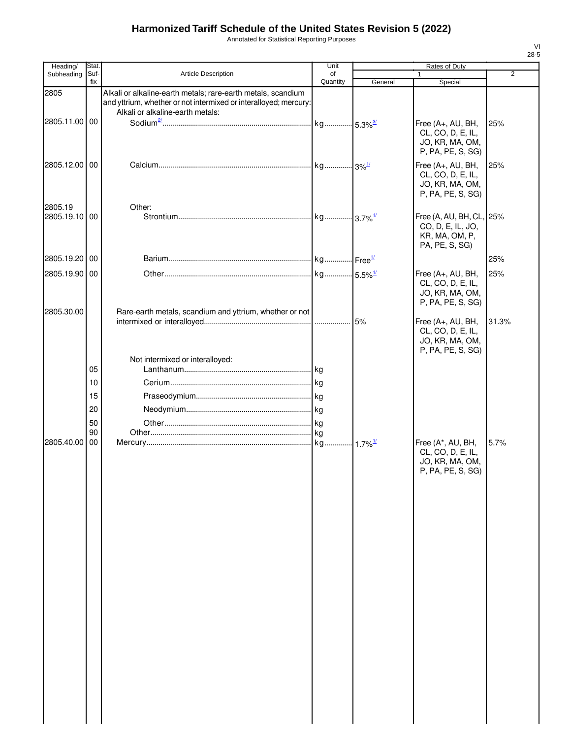# Harmonized Tariff Schedule of the United States Revision 5 (2022)

Annotated for Statistical Reporting Purposes

| Heading/ Subheading | Stat. Suf- fix | Article Description | Unit of Quantity | Rates of Duty 1 General | Special | 2 |
|---|---|---|---|---|---|---|
| 2805 | | Alkali or alkaline-earth metals; rare-earth metals, scandium and yttrium, whether or not intermixed or interalloyed; mercury: | | | | |
| | | Alkali or alkaline-earth metals: | | | | |
| 2805.11.00 | 00 | Sodium[2/] | kg | 5.3%[3/] | Free (A+, AU, BH, CL, CO, D, E, IL, JO, KR, MA, OM, P, PA, PE, S, SG) | 25% |
| 2805.12.00 | 00 | Calcium | kg | 3%[1/] | Free (A+, AU, BH, CL, CO, D, E, IL, JO, KR, MA, OM, P, PA, PE, S, SG) | 25% |
| 2805.19 | | Other: | | | | |
| 2805.19.10 | 00 | Strontium | kg | 3.7%[1/] | Free (A, AU, BH, CL, CO, D, E, IL, JO, KR, MA, OM, P, PA, PE, S, SG) | 25% |
| 2805.19.20 | 00 | Barium | kg | Free[1/] | | 25% |
| 2805.19.90 | 00 | Other | kg | 5.5%[1/] | Free (A+, AU, BH, CL, CO, D, E, IL, JO, KR, MA, OM, P, PA, PE, S, SG) | 25% |
| 2805.30.00 | | Rare-earth metals, scandium and yttrium, whether or not intermixed or interalloyed | | 5% | Free (A+, AU, BH, CL, CO, D, E, IL, JO, KR, MA, OM, P, PA, PE, S, SG) | 31.3% |
| | | Not intermixed or interalloyed: | | | | |
| | 05 | Lanthanum | kg | | | |
| | 10 | Cerium | kg | | | |
| | 15 | Praseodymium | kg | | | |
| | 20 | Neodymium | kg | | | |
| | 50 | Other | kg | | | |
| | 90 | Other | kg | | | |
| 2805.40.00 | 00 | Mercury | kg | 1.7%[1/] | Free (A*, AU, BH, CL, CO, D, E, IL, JO, KR, MA, OM, P, PA, PE, S, SG) | 5.7% |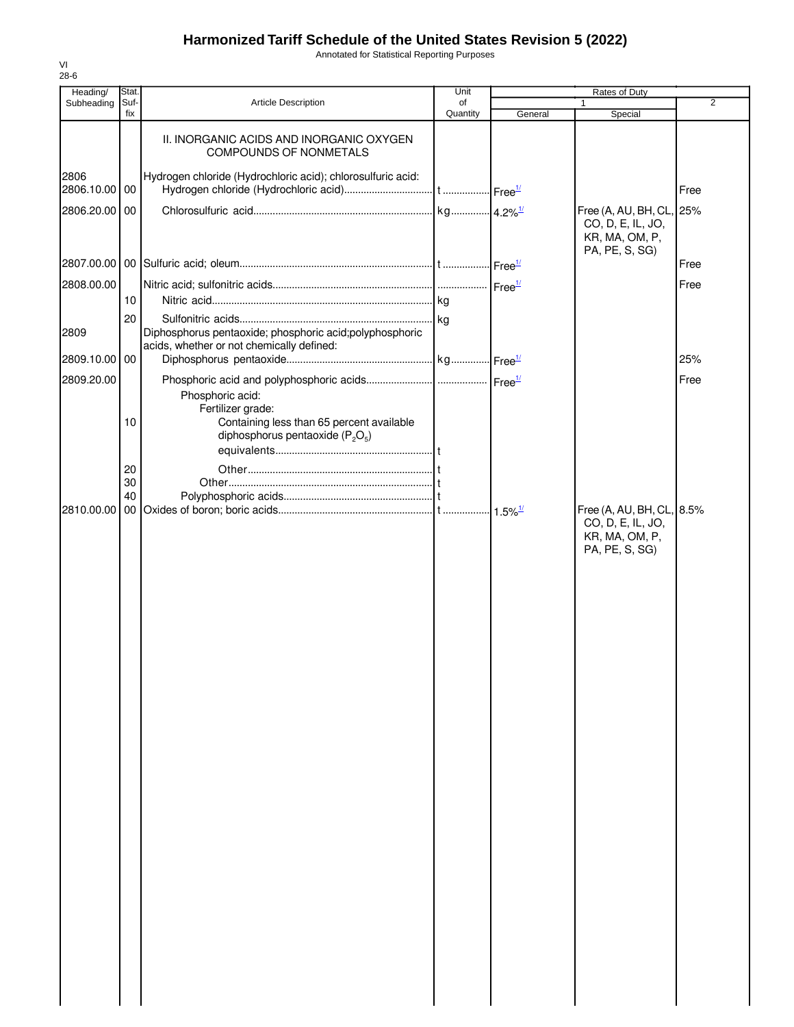# Harmonized Tariff Schedule of the United States Revision 5 (2022)

Annotated for Statistical Reporting Purposes

VI
28-6

| Heading/ Subheading | Stat. Suf- fix | Article Description | Unit of Quantity | Rates of Duty 1 General | Special | 2 |
|---|---|---|---|---|---|---|
| | | II. INORGANIC ACIDS AND INORGANIC OXYGEN COMPOUNDS OF NONMETALS | | | | |
| 2806 | | Hydrogen chloride (Hydrochloric acid); chlorosulfuric acid: | | | | |
| 2806.10.00 | 00 | Hydrogen chloride (Hydrochloric acid) | t | Free[1/] | | Free |
| 2806.20.00 | 00 | Chlorosulfuric acid | kg | 4.2%[1/] | Free (A, AU, BH, CL, CO, D, E, IL, JO, KR, MA, OM, P, PA, PE, S, SG) | 25% |
| 2807.00.00 | 00 | Sulfuric acid; oleum | t | Free[1/] | | Free |
| 2808.00.00 | | Nitric acid; sulfonitric acids | | Free[1/] | | Free |
| | 10 | Nitric acid | kg | | | |
| | 20 | Sulfonitric acids | kg | | | |
| 2809 | | Diphosphorus pentaoxide; phosphoric acid;polyphosphoric acids, whether or not chemically defined: | | | | |
| 2809.10.00 | 00 | Diphosphorus pentaoxide | kg | Free[1/] | | 25% |
| 2809.20.00 | | Phosphoric acid and polyphosphoric acids | | Free[1/] | | Free |
| | | Phosphoric acid: | | | | |
| | | Fertilizer grade: | | | | |
| | 10 | Containing less than 65 percent available diphosphorus pentaoxide ($P_2O_5$) equivalents | t | | | |
| | 20 | Other | t | | | |
| | 30 | Other | t | | | |
| | 40 | Polyphosphoric acids | t | | | |
| 2810.00.00 | 00 | Oxides of boron; boric acids | t | 1.5%[1/] | Free (A, AU, BH, CL, CO, D, E, IL, JO, KR, MA, OM, P, PA, PE, S, SG) | 8.5% |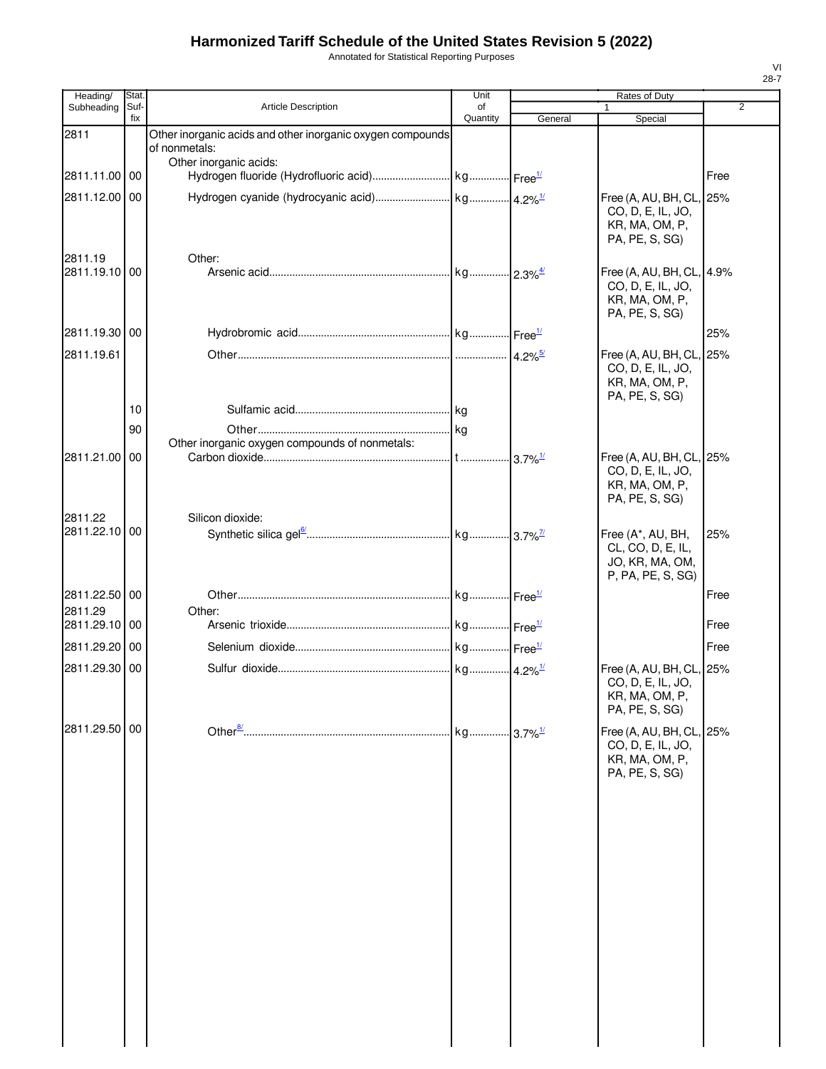# Harmonized Tariff Schedule of the United States Revision 5 (2022)

Annotated for Statistical Reporting Purposes

| Heading/ Subheading | Stat. Suf- fix | Article Description | Unit of Quantity | Rates of Duty 1 General | Special | 2 |
|---|---|---|---|---|---|---|
| 2811 | | Other inorganic acids and other inorganic oxygen compounds of nonmetals: | | | | |
| | | Other inorganic acids: | | | | |
| 2811.11.00 | 00 | Hydrogen fluoride (Hydrofluoric acid) | kg | Free[1/] | | Free |
| 2811.12.00 | 00 | Hydrogen cyanide (hydrocyanic acid) | kg | 4.2%[1/] | Free (A, AU, BH, CL, CO, D, E, IL, JO, KR, MA, OM, P, PA, PE, S, SG) | 25% |
| 2811.19 | | Other: | | | | |
| 2811.19.10 | 00 | Arsenic acid | kg | 2.3%[4/] | Free (A, AU, BH, CL, CO, D, E, IL, JO, KR, MA, OM, P, PA, PE, S, SG) | 4.9% |
| 2811.19.30 | 00 | Hydrobromic acid | kg | Free[1/] | | 25% |
| 2811.19.61 | | Other | | 4.2%[5/] | Free (A, AU, BH, CL, CO, D, E, IL, JO, KR, MA, OM, P, PA, PE, S, SG) | 25% |
| | 10 | Sulfamic acid | kg | | | |
| | 90 | Other | kg | | | |
| | | Other inorganic oxygen compounds of nonmetals: | | | | |
| 2811.21.00 | 00 | Carbon dioxide | t | 3.7%[1/] | Free (A, AU, BH, CL, CO, D, E, IL, JO, KR, MA, OM, P, PA, PE, S, SG) | 25% |
| 2811.22 | | Silicon dioxide: | | | | |
| 2811.22.10 | 00 | Synthetic silica gel[6/] | kg | 3.7%[7/] | Free (A*, AU, BH, CL, CO, D, E, IL, JO, KR, MA, OM, P, PA, PE, S, SG) | 25% |
| 2811.22.50 | 00 | Other | kg | Free[1/] | | Free |
| 2811.29 | | Other: | | | | |
| 2811.29.10 | 00 | Arsenic trioxide | kg | Free[1/] | | Free |
| 2811.29.20 | 00 | Selenium dioxide | kg | Free[1/] | | Free |
| 2811.29.30 | 00 | Sulfur dioxide | kg | 4.2%[1/] | Free (A, AU, BH, CL, CO, D, E, IL, JO, KR, MA, OM, P, PA, PE, S, SG) | 25% |
| 2811.29.50 | 00 | Other[8/] | kg | 3.7%[1/] | Free (A, AU, BH, CL, CO, D, E, IL, JO, KR, MA, OM, P, PA, PE, S, SG) | 25% |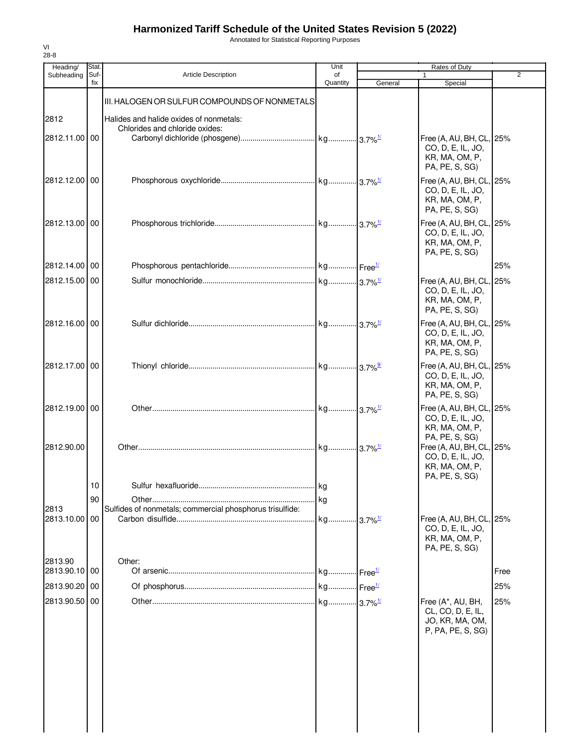# Harmonized Tariff Schedule of the United States Revision 5 (2022)

Annotated for Statistical Reporting Purposes

VI
28-8

| Heading/ Subheading | Stat. Suf- fix | Article Description | Unit of Quantity | Rates of Duty 1 General | Special | 2 |
|---|---|---|---|---|---|---|
| | | III. HALOGEN OR SULFUR COMPOUNDS OF NONMETALS | | | | |
| 2812 | | Halides and halide oxides of nonmetals: | | | | |
| | | Chlorides and chloride oxides: | | | | |
| 2812.11.00 | 00 | Carbonyl dichloride (phosgene) | kg | 3.7%[1/] | Free (A, AU, BH, CL, CO, D, E, IL, JO, KR, MA, OM, P, PA, PE, S, SG) | 25% |
| 2812.12.00 | 00 | Phosphorous oxychloride | kg | 3.7%[1/] | Free (A, AU, BH, CL, CO, D, E, IL, JO, KR, MA, OM, P, PA, PE, S, SG) | 25% |
| 2812.13.00 | 00 | Phosphorous trichloride | kg | 3.7%[1/] | Free (A, AU, BH, CL, CO, D, E, IL, JO, KR, MA, OM, P, PA, PE, S, SG) | 25% |
| 2812.14.00 | 00 | Phosphorous pentachloride | kg | Free[1/] | | 25% |
| 2812.15.00 | 00 | Sulfur monochloride | kg | 3.7%[1/] | Free (A, AU, BH, CL, CO, D, E, IL, JO, KR, MA, OM, P, PA, PE, S, SG) | 25% |
| 2812.16.00 | 00 | Sulfur dichloride | kg | 3.7%[1/] | Free (A, AU, BH, CL, CO, D, E, IL, JO, KR, MA, OM, P, PA, PE, S, SG) | 25% |
| 2812.17.00 | 00 | Thionyl chloride | kg | 3.7%[9/] | Free (A, AU, BH, CL, CO, D, E, IL, JO, KR, MA, OM, P, PA, PE, S, SG) | 25% |
| 2812.19.00 | 00 | Other | kg | 3.7%[1/] | Free (A, AU, BH, CL, CO, D, E, IL, JO, KR, MA, OM, P, PA, PE, S, SG) | 25% |
| 2812.90.00 | | Other | kg | 3.7%[1/] | Free (A, AU, BH, CL, CO, D, E, IL, JO, KR, MA, OM, P, PA, PE, S, SG) | 25% |
| | 10 | Sulfur hexafluoride | kg | | | |
| | 90 | Other | kg | | | |
| 2813 | | Sulfides of nonmetals; commercial phosphorus trisulfide: | | | | |
| 2813.10.00 | 00 | Carbon disulfide | kg | 3.7%[1/] | Free (A, AU, BH, CL, CO, D, E, IL, JO, KR, MA, OM, P, PA, PE, S, SG) | 25% |
| 2813.90 | | Other: | | | | |
| 2813.90.10 | 00 | Of arsenic | kg | Free[1/] | | Free |
| 2813.90.20 | 00 | Of phosphorus | kg | Free[1/] | | 25% |
| 2813.90.50 | 00 | Other | kg | 3.7%[1/] | Free (A*, AU, BH, CL, CO, D, E, IL, JO, KR, MA, OM, P, PA, PE, S, SG) | 25% |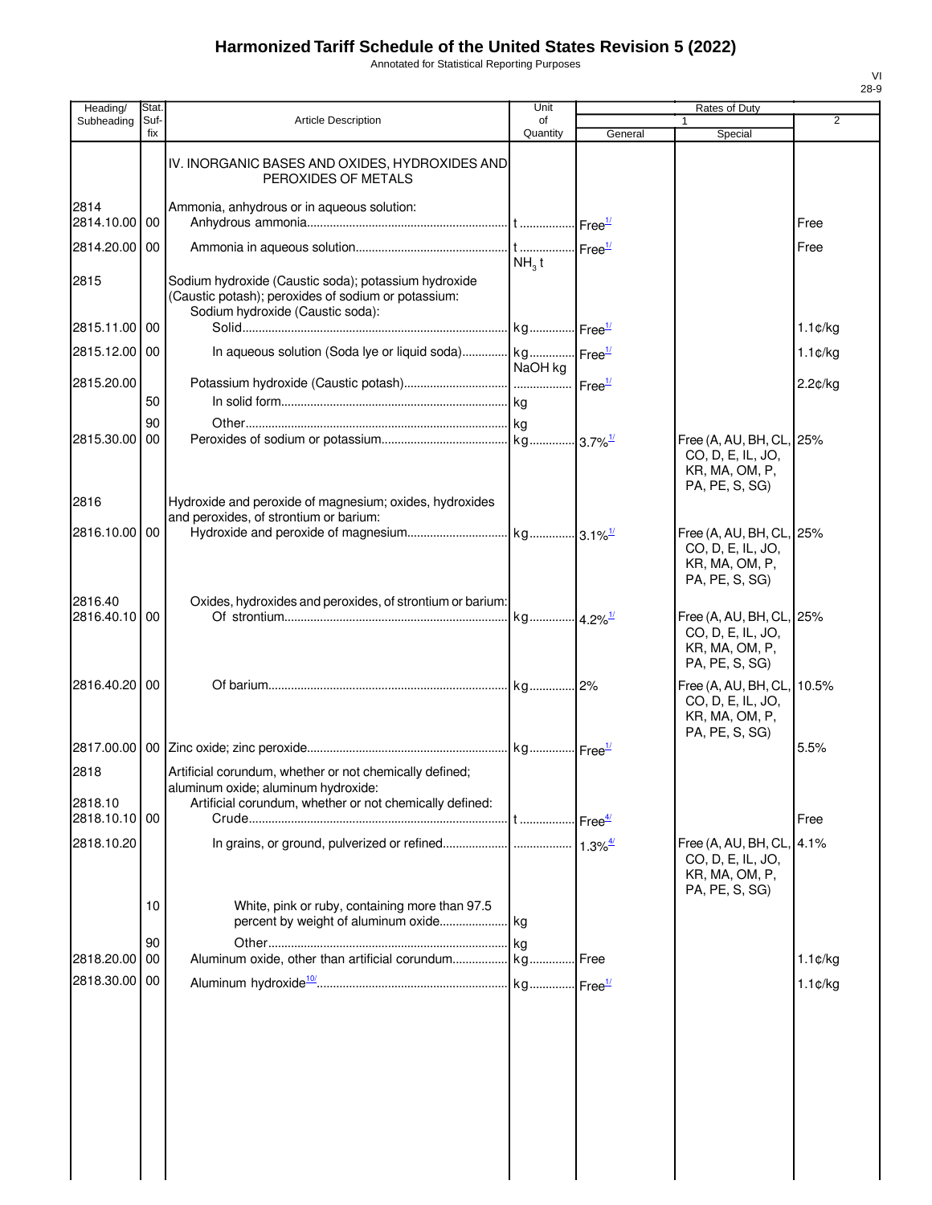# Harmonized Tariff Schedule of the United States Revision 5 (2022)

Annotated for Statistical Reporting Purposes

| Heading/ Subheading | Stat. Suf- fix | Article Description | Unit of Quantity | Rates of Duty 1 General | Special | 2 |
|---|---|---|---|---|---|---|
| | | IV. INORGANIC BASES AND OXIDES, HYDROXIDES AND PEROXIDES OF METALS | | | | |
| 2814 | | Ammonia, anhydrous or in aqueous solution: | | | | |
| 2814.10.00 | 00 | Anhydrous ammonia | t | Free[1/] | | Free |
| 2814.20.00 | 00 | Ammonia in aqueous solution | t $NH_3$ t | Free[1/] | | Free |
| 2815 | | Sodium hydroxide (Caustic soda); potassium hydroxide (Caustic potash); peroxides of sodium or potassium: | | | | |
| | | Sodium hydroxide (Caustic soda): | | | | |
| 2815.11.00 | 00 | Solid | kg | Free[1/] | | 1.1¢/kg |
| 2815.12.00 | 00 | In aqueous solution (Soda lye or liquid soda) | kg NaOH kg | Free[1/] | | 1.1¢/kg |
| 2815.20.00 | | Potassium hydroxide (Caustic potash) | | Free[1/] | | 2.2¢/kg |
| | 50 | In solid form | kg | | | |
| | 90 | Other | kg | | | |
| 2815.30.00 | 00 | Peroxides of sodium or potassium | kg | 3.7%[1/] | Free (A, AU, BH, CL, CO, D, E, IL, JO, KR, MA, OM, P, PA, PE, S, SG) | 25% |
| 2816 | | Hydroxide and peroxide of magnesium; oxides, hydroxides and peroxides, of strontium or barium: | | | | |
| 2816.10.00 | 00 | Hydroxide and peroxide of magnesium | kg | 3.1%[1/] | Free (A, AU, BH, CL, CO, D, E, IL, JO, KR, MA, OM, P, PA, PE, S, SG) | 25% |
| 2816.40 | | Oxides, hydroxides and peroxides, of strontium or barium: | | | | |
| 2816.40.10 | 00 | Of strontium | kg | 4.2%[1/] | Free (A, AU, BH, CL, CO, D, E, IL, JO, KR, MA, OM, P, PA, PE, S, SG) | 25% |
| 2816.40.20 | 00 | Of barium | kg | 2% | Free (A, AU, BH, CL, CO, D, E, IL, JO, KR, MA, OM, P, PA, PE, S, SG) | 10.5% |
| 2817.00.00 | 00 | Zinc oxide; zinc peroxide | kg | Free[1/] | | 5.5% |
| 2818 | | Artificial corundum, whether or not chemically defined; aluminum oxide; aluminum hydroxide: | | | | |
| 2818.10 | | Artificial corundum, whether or not chemically defined: | | | | |
| 2818.10.10 | 00 | Crude | t | Free[4/] | | Free |
| 2818.10.20 | | In grains, or ground, pulverized or refined | | 1.3%[4/] | Free (A, AU, BH, CL, CO, D, E, IL, JO, KR, MA, OM, P, PA, PE, S, SG) | 4.1% |
| | 10 | White, pink or ruby, containing more than 97.5 percent by weight of aluminum oxide | kg | | | |
| | 90 | Other | kg | | | |
| 2818.20.00 | 00 | Aluminum oxide, other than artificial corundum | kg | Free | | 1.1¢/kg |
| 2818.30.00 | 00 | Aluminum hydroxide[10/] | kg | Free[1/] | | 1.1¢/kg |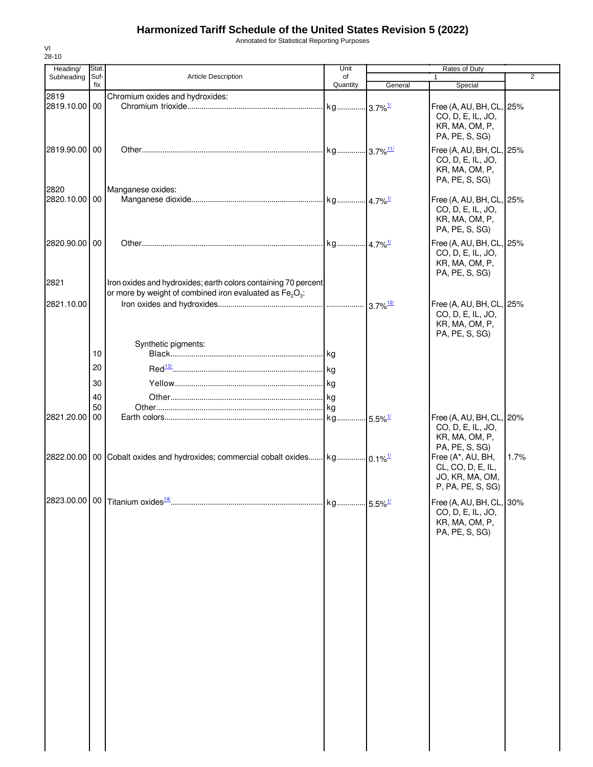# Harmonized Tariff Schedule of the United States Revision 5 (2022)

Annotated for Statistical Reporting Purposes

VI
28-10

| Heading/ Subheading | Stat. Suf- fix | Article Description | Unit of Quantity | Rates of Duty 1 General | Special | 2 |
|---|---|---|---|---|---|---|
| 2819 | | Chromium oxides and hydroxides: | | | | |
| 2819.10.00 | 00 | Chromium trioxide | kg | 3.7%[1/] | Free (A, AU, BH, CL, CO, D, E, IL, JO, KR, MA, OM, P, PA, PE, S, SG) | 25% |
| 2819.90.00 | 00 | Other | kg | 3.7%[11/] | Free (A, AU, BH, CL, CO, D, E, IL, JO, KR, MA, OM, P, PA, PE, S, SG) | 25% |
| 2820 | | Manganese oxides: | | | | |
| 2820.10.00 | 00 | Manganese dioxide | kg | 4.7%[1/] | Free (A, AU, BH, CL, CO, D, E, IL, JO, KR, MA, OM, P, PA, PE, S, SG) | 25% |
| 2820.90.00 | 00 | Other | kg | 4.7%[1/] | Free (A, AU, BH, CL, CO, D, E, IL, JO, KR, MA, OM, P, PA, PE, S, SG) | 25% |
| 2821 | | Iron oxides and hydroxides; earth colors containing 70 percent or more by weight of combined iron evaluated as $Fe_2O_3$: | | | | |
| 2821.10.00 | | Iron oxides and hydroxides | | 3.7%[12/] | Free (A, AU, BH, CL, CO, D, E, IL, JO, KR, MA, OM, P, PA, PE, S, SG) | 25% |
| | | Synthetic pigments: | | | | |
| | 10 | Black | kg | | | |
| | 20 | Red[13/] | kg | | | |
| | 30 | Yellow | kg | | | |
| | 40 | Other | kg | | | |
| | 50 | Other | kg | | | |
| 2821.20.00 | 00 | Earth colors | kg | 5.5%[1/] | Free (A, AU, BH, CL, CO, D, E, IL, JO, KR, MA, OM, P, PA, PE, S, SG) | 20% |
| 2822.00.00 | 00 | Cobalt oxides and hydroxides; commercial cobalt oxides | kg | 0.1%[1/] | Free (A*, AU, BH, CL, CO, D, E, IL, JO, KR, MA, OM, P, PA, PE, S, SG) | 1.7% |
| 2823.00.00 | 00 | Titanium oxides[14/] | kg | 5.5%[1/] | Free (A, AU, BH, CL, CO, D, E, IL, JO, KR, MA, OM, P, PA, PE, S, SG) | 30% |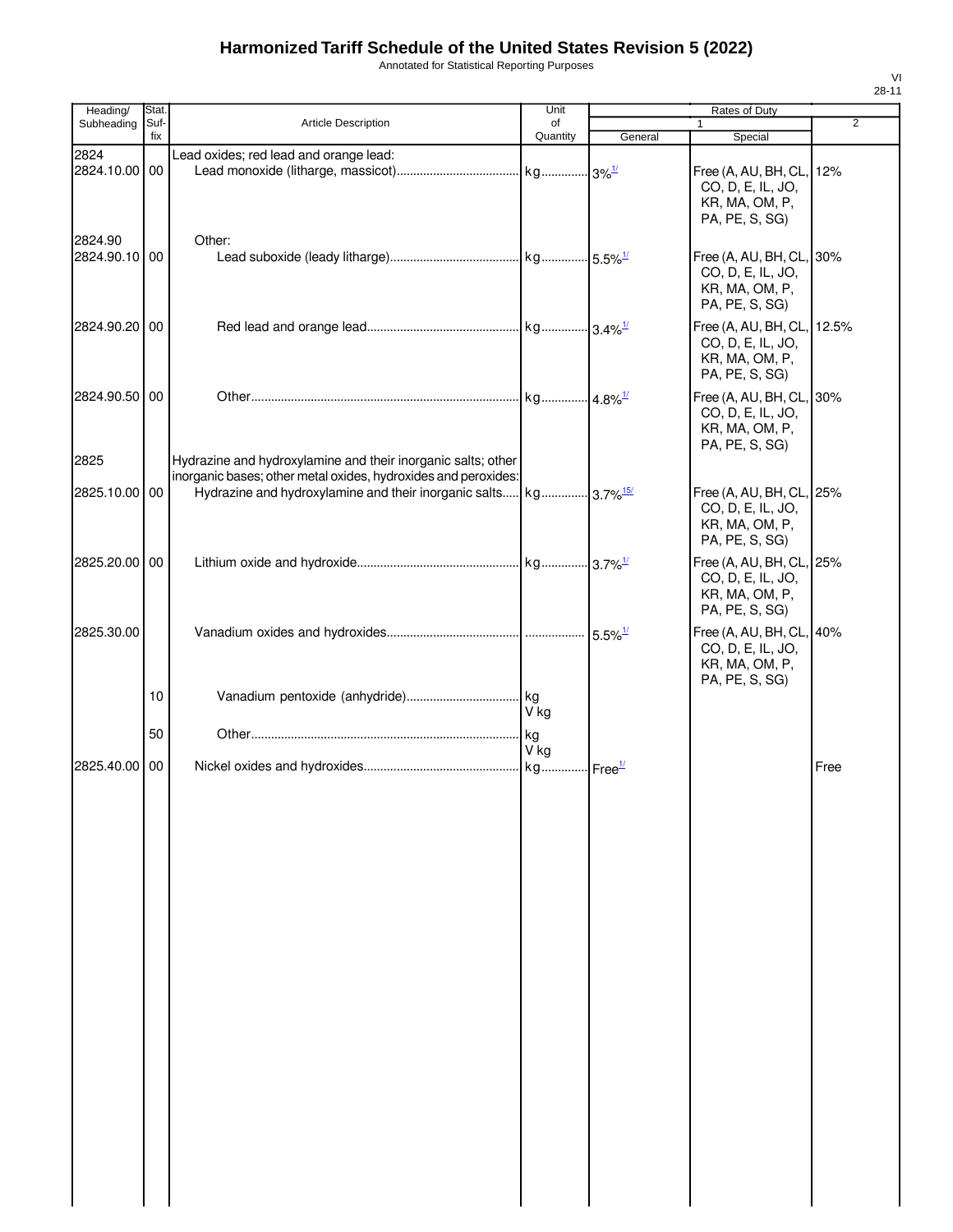# Harmonized Tariff Schedule of the United States Revision 5 (2022)

Annotated for Statistical Reporting Purposes

| Heading/ Subheading | Stat. Suf- fix | Article Description | Unit of Quantity | Rates of Duty 1 General | Rates of Duty 1 Special | Rates of Duty 2 |
|---|---|---|---|---|---|---|
| 2824 | | Lead oxides; red lead and orange lead: | | | | |
| 2824.10.00 | 00 | Lead monoxide (litharge, massicot) | kg | 3%[1/] | Free (A, AU, BH, CL, CO, D, E, IL, JO, KR, MA, OM, P, PA, PE, S, SG) | 12% |
| 2824.90 | | Other: | | | | |
| 2824.90.10 | 00 | Lead suboxide (leady litharge) | kg | 5.5%[1/] | Free (A, AU, BH, CL, CO, D, E, IL, JO, KR, MA, OM, P, PA, PE, S, SG) | 30% |
| 2824.90.20 | 00 | Red lead and orange lead | kg | 3.4%[1/] | Free (A, AU, BH, CL, CO, D, E, IL, JO, KR, MA, OM, P, PA, PE, S, SG) | 12.5% |
| 2824.90.50 | 00 | Other | kg | 4.8%[1/] | Free (A, AU, BH, CL, CO, D, E, IL, JO, KR, MA, OM, P, PA, PE, S, SG) | 30% |
| 2825 | | Hydrazine and hydroxylamine and their inorganic salts; other inorganic bases; other metal oxides, hydroxides and peroxides: | | | | |
| 2825.10.00 | 00 | Hydrazine and hydroxylamine and their inorganic salts | kg | 3.7%[15/] | Free (A, AU, BH, CL, CO, D, E, IL, JO, KR, MA, OM, P, PA, PE, S, SG) | 25% |
| 2825.20.00 | 00 | Lithium oxide and hydroxide | kg | 3.7%[1/] | Free (A, AU, BH, CL, CO, D, E, IL, JO, KR, MA, OM, P, PA, PE, S, SG) | 25% |
| 2825.30.00 | | Vanadium oxides and hydroxides | | 5.5%[1/] | Free (A, AU, BH, CL, CO, D, E, IL, JO, KR, MA, OM, P, PA, PE, S, SG) | 40% |
| | 10 | Vanadium pentoxide (anhydride) | kg V kg | | | |
| | 50 | Other | kg V kg | | | |
| 2825.40.00 | 00 | Nickel oxides and hydroxides | kg | Free[1/] | | Free |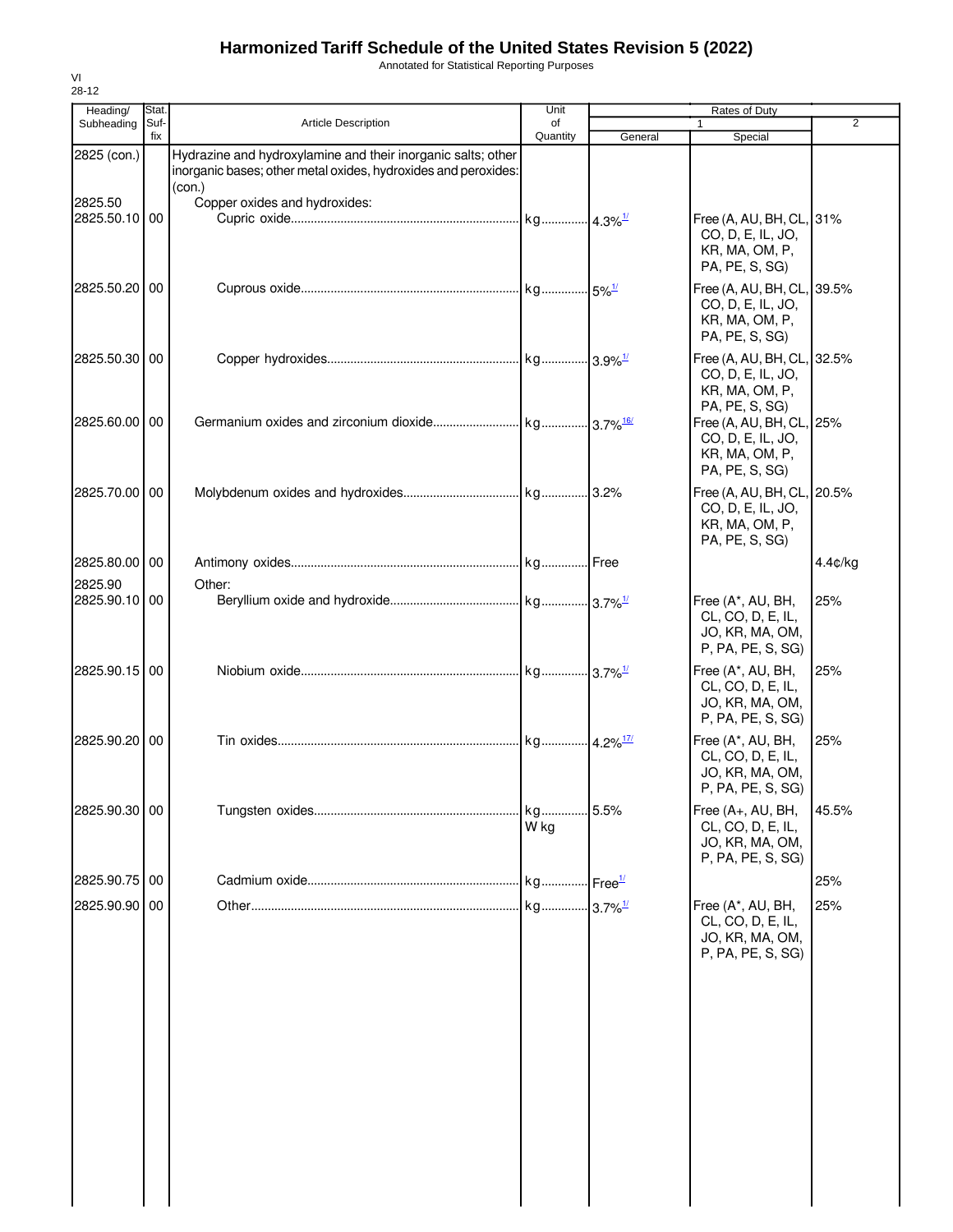# Harmonized Tariff Schedule of the United States Revision 5 (2022)

Annotated for Statistical Reporting Purposes

| Heading/ Subheading | Stat. Suf- fix | Article Description | Unit of Quantity | Rates of Duty 1 General | Special | 2 |
|---|---|---|---|---|---|---|
| 2825 (con.) | | Hydrazine and hydroxylamine and their inorganic salts; other inorganic bases; other metal oxides, hydroxides and peroxides: (con.) | | | | |
| 2825.50 | | Copper oxides and hydroxides: | | | | |
| 2825.50.10 | 00 | Cupric oxide | kg | 4.3% [1/] | Free (A, AU, BH, CL, CO, D, E, IL, JO, KR, MA, OM, P, PA, PE, S, SG) | 31% |
| 2825.50.20 | 00 | Cuprous oxide | kg | 5% [1/] | Free (A, AU, BH, CL, CO, D, E, IL, JO, KR, MA, OM, P, PA, PE, S, SG) | 39.5% |
| 2825.50.30 | 00 | Copper hydroxides | kg | 3.9% [1/] | Free (A, AU, BH, CL, CO, D, E, IL, JO, KR, MA, OM, P, PA, PE, S, SG) | 32.5% |
| 2825.60.00 | 00 | Germanium oxides and zirconium dioxide | kg | 3.7% [16/] | Free (A, AU, BH, CL, CO, D, E, IL, JO, KR, MA, OM, P, PA, PE, S, SG) | 25% |
| 2825.70.00 | 00 | Molybdenum oxides and hydroxides | kg | 3.2% | Free (A, AU, BH, CL, CO, D, E, IL, JO, KR, MA, OM, P, PA, PE, S, SG) | 20.5% |
| 2825.80.00 | 00 | Antimony oxides | kg | Free | | 4.4¢/kg |
| 2825.90 | | Other: | | | | |
| 2825.90.10 | 00 | Beryllium oxide and hydroxide | kg | 3.7% [1/] | Free (A*, AU, BH, CL, CO, D, E, IL, JO, KR, MA, OM, P, PA, PE, S, SG) | 25% |
| 2825.90.15 | 00 | Niobium oxide | kg | 3.7% [1/] | Free (A*, AU, BH, CL, CO, D, E, IL, JO, KR, MA, OM, P, PA, PE, S, SG) | 25% |
| 2825.90.20 | 00 | Tin oxides | kg | 4.2% [17/] | Free (A*, AU, BH, CL, CO, D, E, IL, JO, KR, MA, OM, P, PA, PE, S, SG) | 25% |
| 2825.90.30 | 00 | Tungsten oxides | kg W kg | 5.5% | Free (A+, AU, BH, CL, CO, D, E, IL, JO, KR, MA, OM, P, PA, PE, S, SG) | 45.5% |
| 2825.90.75 | 00 | Cadmium oxide | kg | Free [1/] | | 25% |
| 2825.90.90 | 00 | Other | kg | 3.7% [1/] | Free (A*, AU, BH, CL, CO, D, E, IL, JO, KR, MA, OM, P, PA, PE, S, SG) | 25% |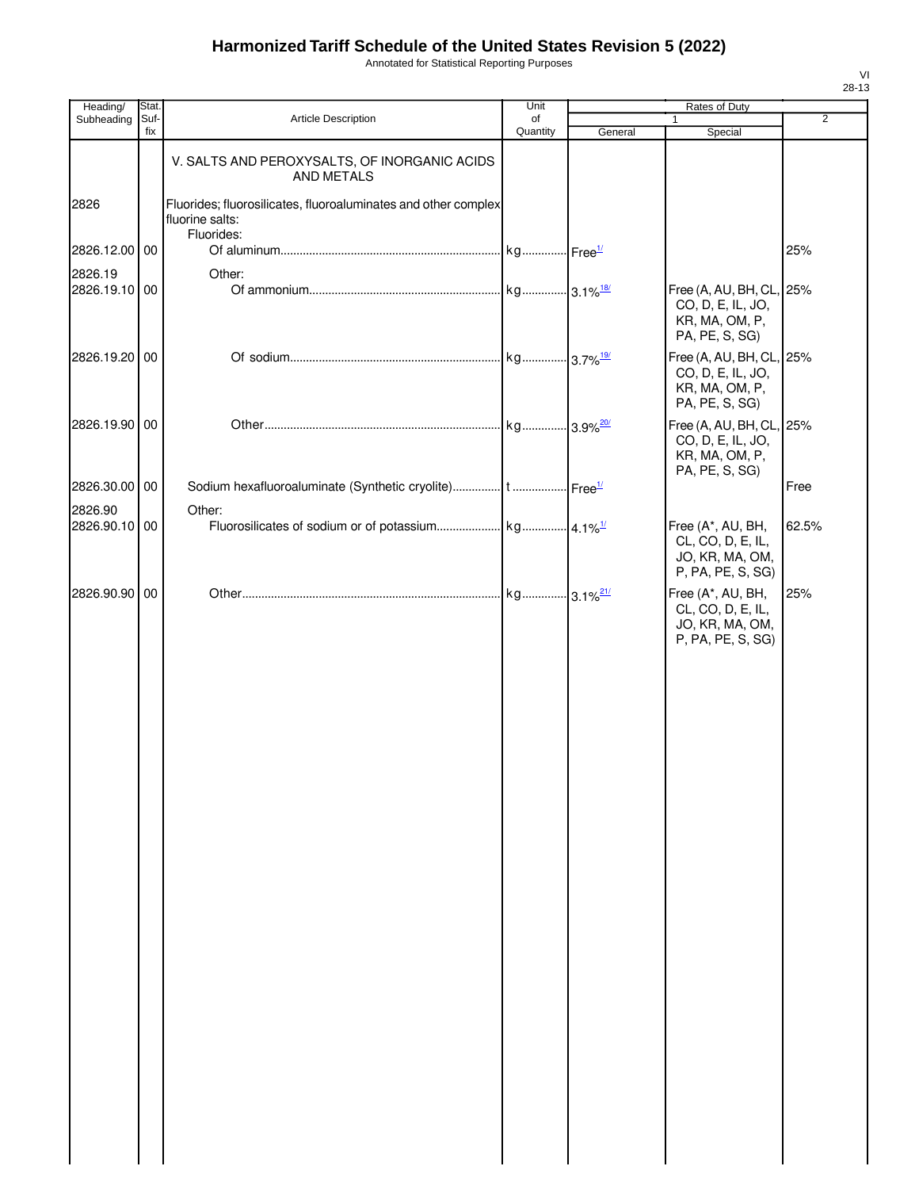# Harmonized Tariff Schedule of the United States Revision 5 (2022)

Annotated for Statistical Reporting Purposes

| Heading/ Subheading | Stat. Suf-fix | Article Description | Unit of Quantity | Rates of Duty 1 General | Special | 2 |
|---|---|---|---|---|---|---|
| | | V. SALTS AND PEROXYSALTS, OF INORGANIC ACIDS AND METALS | | | | |
| 2826 | | Fluorides; fluorosilicates, fluoroaluminates and other complex fluorine salts: | | | | |
| | | Fluorides: | | | | |
| 2826.12.00 | 00 | Of aluminum | kg | Free[1/] | | 25% |
| 2826.19 | | Other: | | | | |
| 2826.19.10 | 00 | Of ammonium | kg | 3.1%[18/] | Free (A, AU, BH, CL, CO, D, E, IL, JO, KR, MA, OM, P, PA, PE, S, SG) | 25% |
| 2826.19.20 | 00 | Of sodium | kg | 3.7%[19/] | Free (A, AU, BH, CL, CO, D, E, IL, JO, KR, MA, OM, P, PA, PE, S, SG) | 25% |
| 2826.19.90 | 00 | Other | kg | 3.9%[20/] | Free (A, AU, BH, CL, CO, D, E, IL, JO, KR, MA, OM, P, PA, PE, S, SG) | 25% |
| 2826.30.00 | 00 | Sodium hexafluoroaluminate (Synthetic cryolite) | t | Free[1/] | | Free |
| 2826.90 | | Other: | | | | |
| 2826.90.10 | 00 | Fluorosilicates of sodium or of potassium | kg | 4.1%[1/] | Free (A*, AU, BH, CL, CO, D, E, IL, JO, KR, MA, OM, P, PA, PE, S, SG) | 62.5% |
| 2826.90.90 | 00 | Other | kg | 3.1%[21/] | Free (A*, AU, BH, CL, CO, D, E, IL, JO, KR, MA, OM, P, PA, PE, S, SG) | 25% |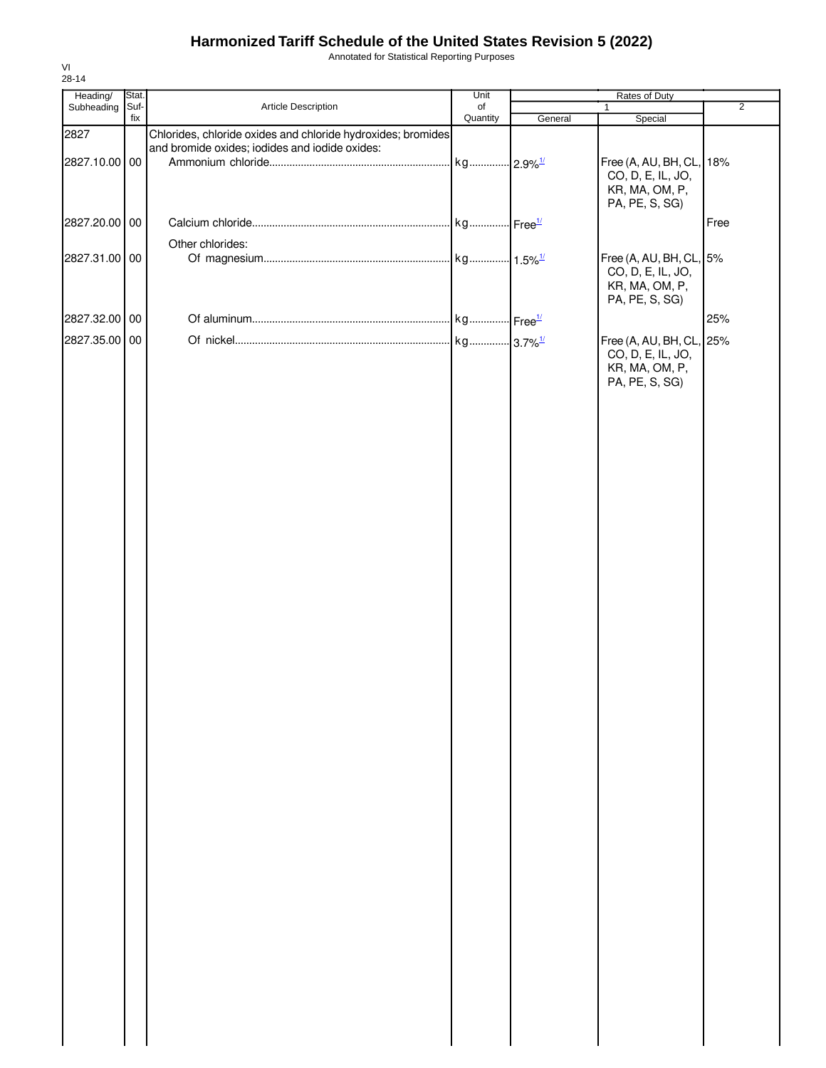# Harmonized Tariff Schedule of the United States Revision 5 (2022)

Annotated for Statistical Reporting Purposes

| Heading/ Subheading | Stat. Suf- fix | Article Description | Unit of Quantity | Rates of Duty 1 General | Rates of Duty 1 Special | Rates of Duty 2 |
|---|---|---|---|---|---|---|
| 2827 | | Chlorides, chloride oxides and chloride hydroxides; bromides and bromide oxides; iodides and iodide oxides: | | | | |
| 2827.10.00 | 00 | Ammonium chloride | kg | 2.9%[1/] | Free (A, AU, BH, CL, CO, D, E, IL, JO, KR, MA, OM, P, PA, PE, S, SG) | 18% |
| 2827.20.00 | 00 | Calcium chloride | kg | Free[1/] | | Free |
| | | Other chlorides: | | | | |
| 2827.31.00 | 00 | Of magnesium | kg | 1.5%[1/] | Free (A, AU, BH, CL, CO, D, E, IL, JO, KR, MA, OM, P, PA, PE, S, SG) | 5% |
| 2827.32.00 | 00 | Of aluminum | kg | Free[1/] | | 25% |
| 2827.35.00 | 00 | Of nickel | kg | 3.7%[1/] | Free (A, AU, BH, CL, CO, D, E, IL, JO, KR, MA, OM, P, PA, PE, S, SG) | 25% |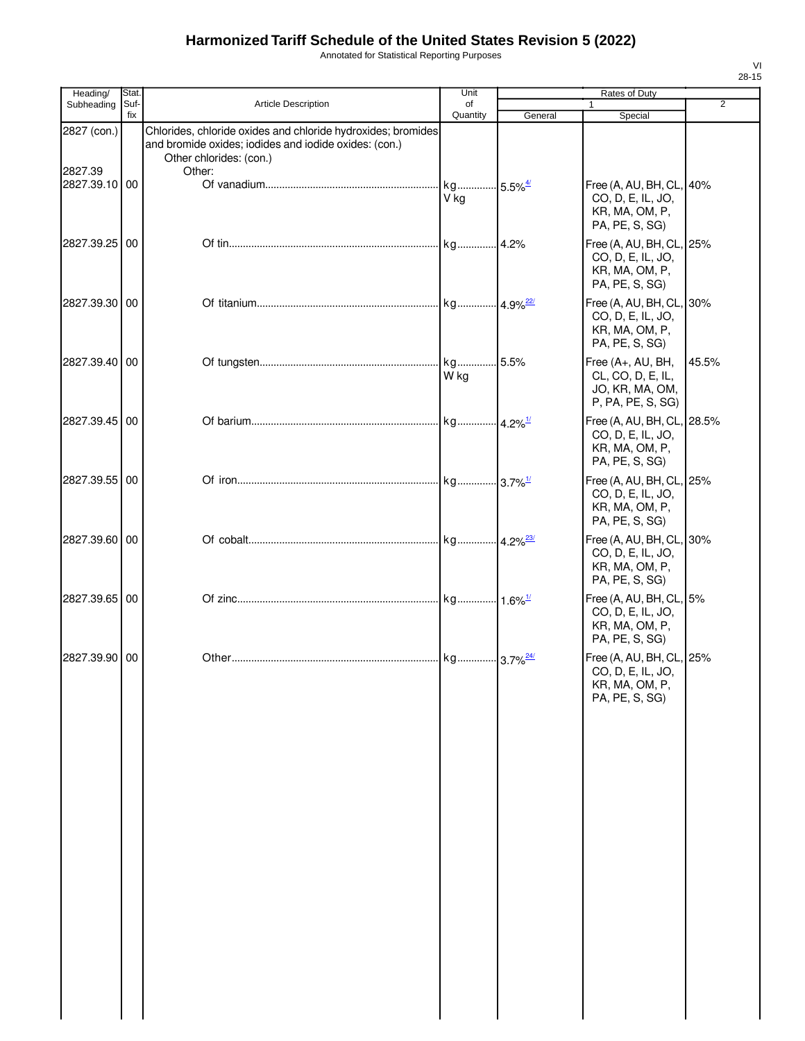# Harmonized Tariff Schedule of the United States Revision 5 (2022)

Annotated for Statistical Reporting Purposes

| Heading/ Subheading | Stat. Suf- fix | Article Description | Unit of Quantity | Rates of Duty 1 General | Special | 2 |
|---|---|---|---|---|---|---|
| 2827 (con.) | | Chlorides, chloride oxides and chloride hydroxides; bromides and bromide oxides; iodides and iodide oxides: (con.) | | | | |
| | | Other chlorides: (con.) | | | | |
| 2827.39 | | Other: | | | | |
| 2827.39.10 | 00 | Of vanadium | kg V kg | 5.5%[4/] | Free (A, AU, BH, CL, CO, D, E, IL, JO, KR, MA, OM, P, PA, PE, S, SG) | 40% |
| 2827.39.25 | 00 | Of tin | kg | 4.2% | Free (A, AU, BH, CL, CO, D, E, IL, JO, KR, MA, OM, P, PA, PE, S, SG) | 25% |
| 2827.39.30 | 00 | Of titanium | kg | 4.9%[22/] | Free (A, AU, BH, CL, CO, D, E, IL, JO, KR, MA, OM, P, PA, PE, S, SG) | 30% |
| 2827.39.40 | 00 | Of tungsten | kg W kg | 5.5% | Free (A+, AU, BH, CL, CO, D, E, IL, JO, KR, MA, OM, P, PA, PE, S, SG) | 45.5% |
| 2827.39.45 | 00 | Of barium | kg | 4.2%[1/] | Free (A, AU, BH, CL, CO, D, E, IL, JO, KR, MA, OM, P, PA, PE, S, SG) | 28.5% |
| 2827.39.55 | 00 | Of iron | kg | 3.7%[1/] | Free (A, AU, BH, CL, CO, D, E, IL, JO, KR, MA, OM, P, PA, PE, S, SG) | 25% |
| 2827.39.60 | 00 | Of cobalt | kg | 4.2%[23/] | Free (A, AU, BH, CL, CO, D, E, IL, JO, KR, MA, OM, P, PA, PE, S, SG) | 30% |
| 2827.39.65 | 00 | Of zinc | kg | 1.6%[1/] | Free (A, AU, BH, CL, CO, D, E, IL, JO, KR, MA, OM, P, PA, PE, S, SG) | 5% |
| 2827.39.90 | 00 | Other | kg | 3.7%[24/] | Free (A, AU, BH, CL, CO, D, E, IL, JO, KR, MA, OM, P, PA, PE, S, SG) | 25% |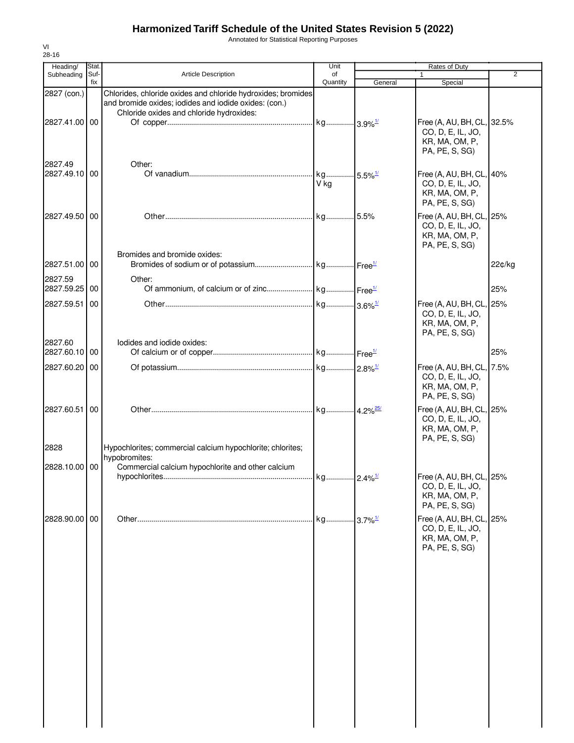# Harmonized Tariff Schedule of the United States Revision 5 (2022)

Annotated for Statistical Reporting Purposes

| Heading/ Subheading | Stat. Suf-fix | Article Description | Unit of Quantity | Rates of Duty 1 General | Special | 2 |
|---|---|---|---|---|---|---|
| 2827 (con.) | | Chlorides, chloride oxides and chloride hydroxides; bromides and bromide oxides; iodides and iodide oxides: (con.) | | | | |
| | | Chloride oxides and chloride hydroxides: | | | | |
| 2827.41.00 | 00 | Of copper | kg | 3.9%[1/] | Free (A, AU, BH, CL, CO, D, E, IL, JO, KR, MA, OM, P, PA, PE, S, SG) | 32.5% |
| 2827.49 | | Other: | | | | |
| 2827.49.10 | 00 | Of vanadium | kg<br>V kg | 5.5%[1/] | Free (A, AU, BH, CL, CO, D, E, IL, JO, KR, MA, OM, P, PA, PE, S, SG) | 40% |
| 2827.49.50 | 00 | Other | kg | 5.5% | Free (A, AU, BH, CL, CO, D, E, IL, JO, KR, MA, OM, P, PA, PE, S, SG) | 25% |
| | | Bromides and bromide oxides: | | | | |
| 2827.51.00 | 00 | Bromides of sodium or of potassium | kg | Free[1/] | | 22¢/kg |
| 2827.59 | | Other: | | | | |
| 2827.59.25 | 00 | Of ammonium, of calcium or of zinc | kg | Free[1/] | | 25% |
| 2827.59.51 | 00 | Other | kg | 3.6%[1/] | Free (A, AU, BH, CL, CO, D, E, IL, JO, KR, MA, OM, P, PA, PE, S, SG) | 25% |
| 2827.60 | | Iodides and iodide oxides: | | | | |
| 2827.60.10 | 00 | Of calcium or of copper | kg | Free[1/] | | 25% |
| 2827.60.20 | 00 | Of potassium | kg | 2.8%[1/] | Free (A, AU, BH, CL, CO, D, E, IL, JO, KR, MA, OM, P, PA, PE, S, SG) | 7.5% |
| 2827.60.51 | 00 | Other | kg | 4.2%[25/] | Free (A, AU, BH, CL, CO, D, E, IL, JO, KR, MA, OM, P, PA, PE, S, SG) | 25% |
| 2828 | | Hypochlorites; commercial calcium hypochlorite; chlorites; hypobromites: | | | | |
| 2828.10.00 | 00 | Commercial calcium hypochlorite and other calcium hypochlorites | kg | 2.4%[1/] | Free (A, AU, BH, CL, CO, D, E, IL, JO, KR, MA, OM, P, PA, PE, S, SG) | 25% |
| 2828.90.00 | 00 | Other | kg | 3.7%[1/] | Free (A, AU, BH, CL, CO, D, E, IL, JO, KR, MA, OM, P, PA, PE, S, SG) | 25% |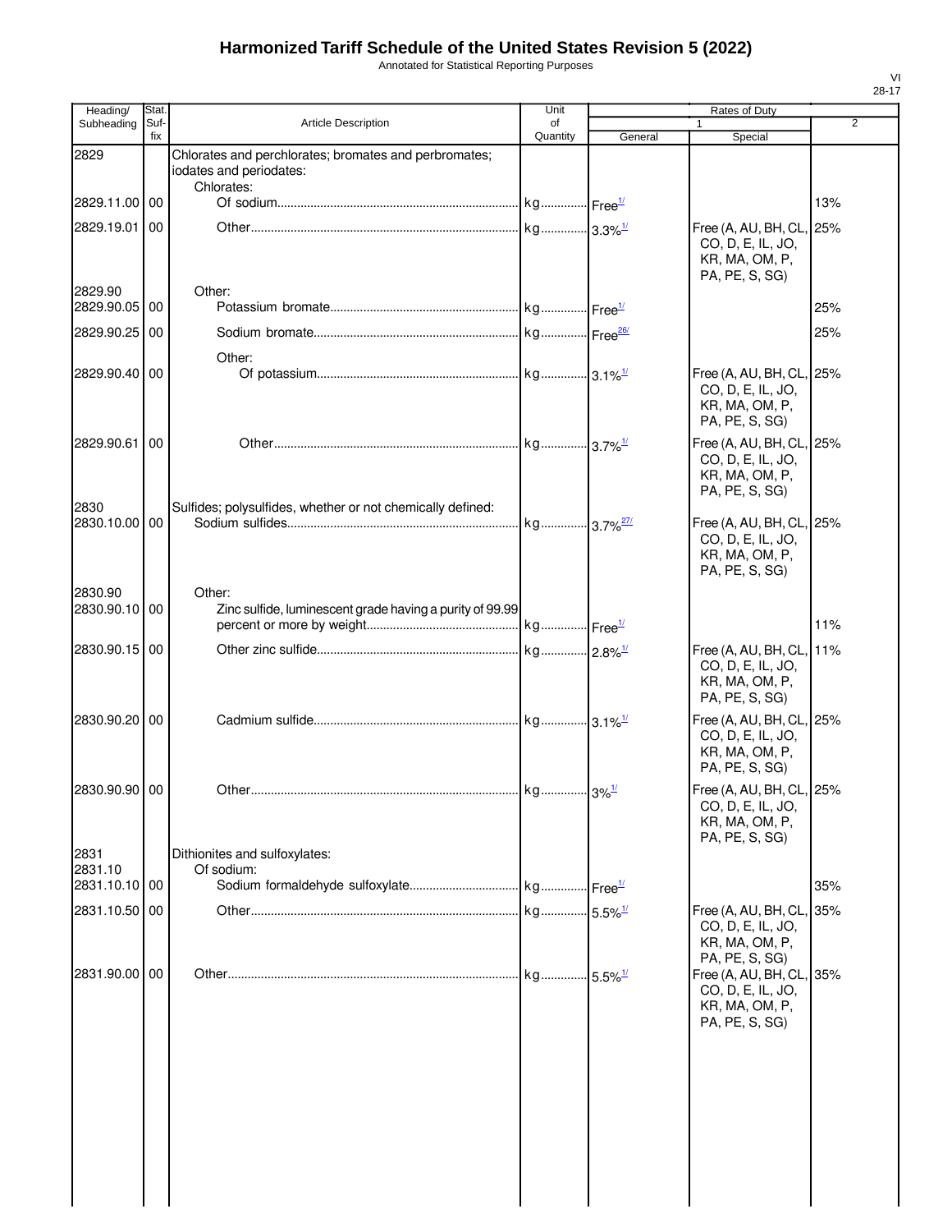# Harmonized Tariff Schedule of the United States Revision 5 (2022)

Annotated for Statistical Reporting Purposes

| Heading/ Subheading | Stat. Suf- fix | Article Description | Unit of Quantity | Rates of Duty 1 General | Special | 2 |
|---|---|---|---|---|---|---|
| 2829 | | Chlorates and perchlorates; bromates and perbromates; iodates and periodates: | | | | |
| | | Chlorates: | | | | |
| 2829.11.00 | 00 | Of sodium | kg | Free[1/] | | 13% |
| 2829.19.01 | 00 | Other | kg | 3.3%[1/] | Free (A, AU, BH, CL, CO, D, E, IL, JO, KR, MA, OM, P, PA, PE, S, SG) | 25% |
| 2829.90 | | Other: | | | | |
| 2829.90.05 | 00 | Potassium bromate | kg | Free[1/] | | 25% |
| 2829.90.25 | 00 | Sodium bromate | kg | Free[26/] | | 25% |
| | | Other: | | | | |
| 2829.90.40 | 00 | Of potassium | kg | 3.1%[1/] | Free (A, AU, BH, CL, CO, D, E, IL, JO, KR, MA, OM, P, PA, PE, S, SG) | 25% |
| 2829.90.61 | 00 | Other | kg | 3.7%[1/] | Free (A, AU, BH, CL, CO, D, E, IL, JO, KR, MA, OM, P, PA, PE, S, SG) | 25% |
| 2830 | | Sulfides; polysulfides, whether or not chemically defined: | | | | |
| 2830.10.00 | 00 | Sodium sulfides | kg | 3.7%[27/] | Free (A, AU, BH, CL, CO, D, E, IL, JO, KR, MA, OM, P, PA, PE, S, SG) | 25% |
| 2830.90 | | Other: | | | | |
| 2830.90.10 | 00 | Zinc sulfide, luminescent grade having a purity of 99.99 percent or more by weight | kg | Free[1/] | | 11% |
| 2830.90.15 | 00 | Other zinc sulfide | kg | 2.8%[1/] | Free (A, AU, BH, CL, CO, D, E, IL, JO, KR, MA, OM, P, PA, PE, S, SG) | 11% |
| 2830.90.20 | 00 | Cadmium sulfide | kg | 3.1%[1/] | Free (A, AU, BH, CL, CO, D, E, IL, JO, KR, MA, OM, P, PA, PE, S, SG) | 25% |
| 2830.90.90 | 00 | Other | kg | 3%[1/] | Free (A, AU, BH, CL, CO, D, E, IL, JO, KR, MA, OM, P, PA, PE, S, SG) | 25% |
| 2831 | | Dithionites and sulfoxylates: | | | | |
| 2831.10 | | Of sodium: | | | | |
| 2831.10.10 | 00 | Sodium formaldehyde sulfoxylate | kg | Free[1/] | | 35% |
| 2831.10.50 | 00 | Other | kg | 5.5%[1/] | Free (A, AU, BH, CL, CO, D, E, IL, JO, KR, MA, OM, P, PA, PE, S, SG) | 35% |
| 2831.90.00 | 00 | Other | kg | 5.5%[1/] | Free (A, AU, BH, CL, CO, D, E, IL, JO, KR, MA, OM, P, PA, PE, S, SG) | 35% |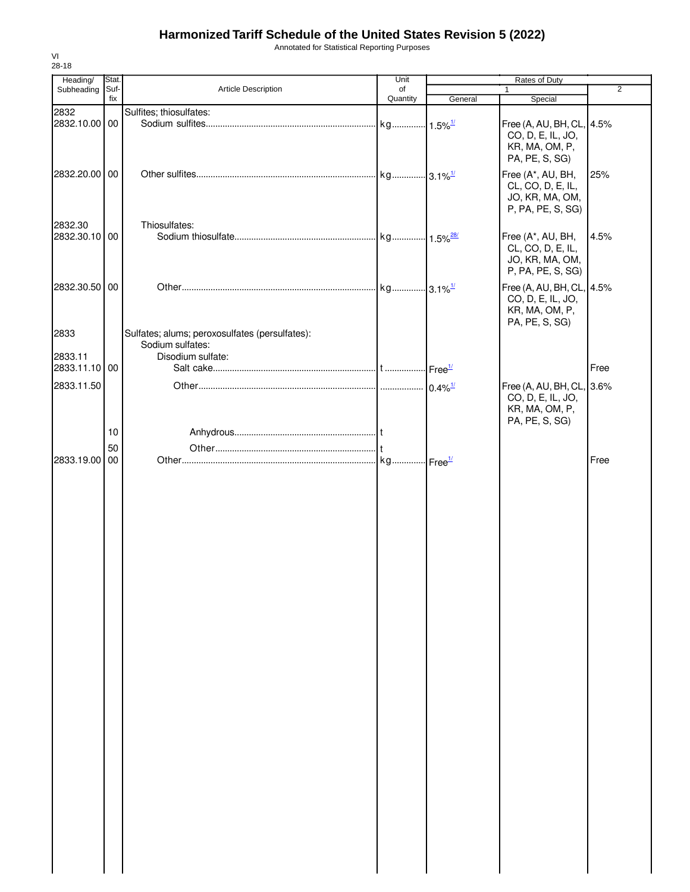# Harmonized Tariff Schedule of the United States Revision 5 (2022)

Annotated for Statistical Reporting Purposes

| Heading/ Subheading | Stat. Suf- fix | Article Description | Unit of Quantity | Rates of Duty 1 General | Special | 2 |
|---|---|---|---|---|---|---|
| 2832 | | Sulfites; thiosulfates: | | | | |
| 2832.10.00 | 00 | Sodium sulfites | kg | 1.5%[1/] | Free (A, AU, BH, CL, CO, D, E, IL, JO, KR, MA, OM, P, PA, PE, S, SG) | 4.5% |
| 2832.20.00 | 00 | Other sulfites | kg | 3.1%[1/] | Free (A*, AU, BH, CL, CO, D, E, IL, JO, KR, MA, OM, P, PA, PE, S, SG) | 25% |
| 2832.30 | | Thiosulfates: | | | | |
| 2832.30.10 | 00 | Sodium thiosulfate | kg | 1.5%[28/] | Free (A*, AU, BH, CL, CO, D, E, IL, JO, KR, MA, OM, P, PA, PE, S, SG) | 4.5% |
| 2832.30.50 | 00 | Other | kg | 3.1%[1/] | Free (A, AU, BH, CL, CO, D, E, IL, JO, KR, MA, OM, P, PA, PE, S, SG) | 4.5% |
| 2833 | | Sulfates; alums; peroxosulfates (persulfates): | | | | |
| | | Sodium sulfates: | | | | |
| 2833.11 | | Disodium sulfate: | | | | |
| 2833.11.10 | 00 | Salt cake | t | Free[1/] | | Free |
| 2833.11.50 | | Other | | 0.4%[1/] | Free (A, AU, BH, CL, CO, D, E, IL, JO, KR, MA, OM, P, PA, PE, S, SG) | 3.6% |
| | 10 | Anhydrous | t | | | |
| | 50 | Other | t | | | |
| 2833.19.00 | 00 | Other | kg | Free[1/] | | Free |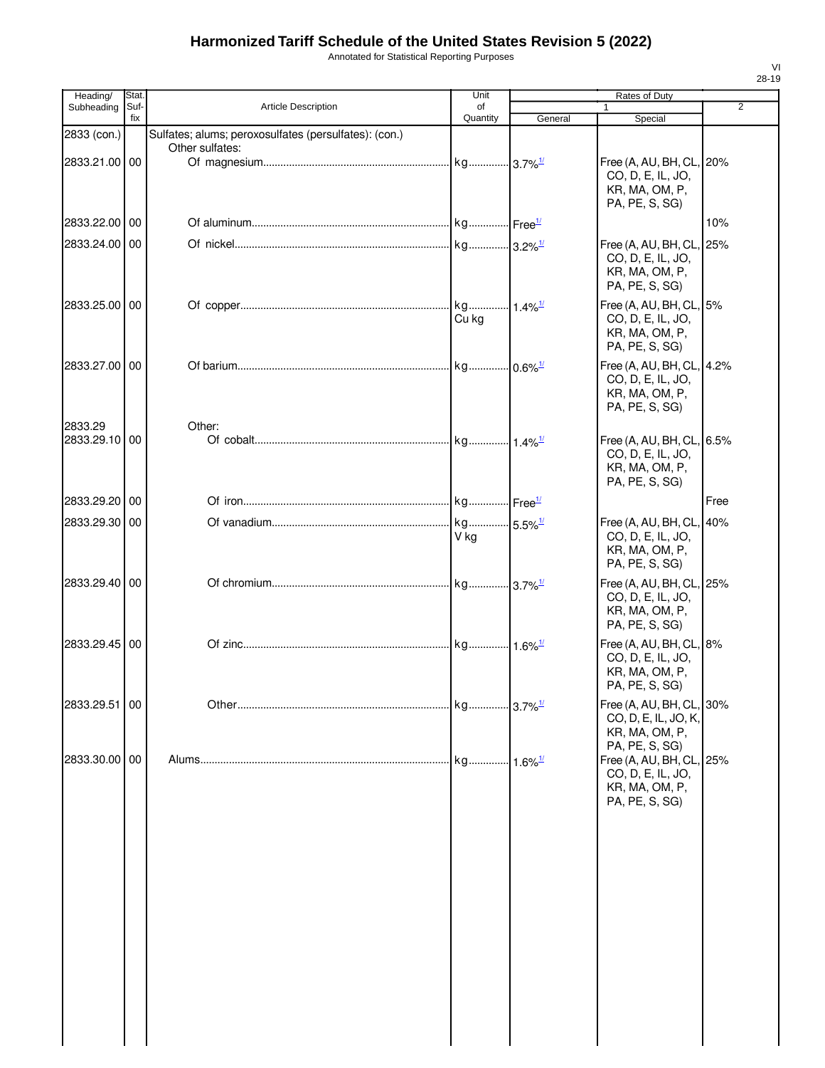# Harmonized Tariff Schedule of the United States Revision 5 (2022)

Annotated for Statistical Reporting Purposes

| Heading/ Subheading | Stat. Suf-fix | Article Description | Unit of Quantity | Rates of Duty 1 General | Special | 2 |
|---|---|---|---|---|---|---|
| 2833 (con.) | | Sulfates; alums; peroxosulfates (persulfates): (con.) | | | | |
| | | Other sulfates: | | | | |
| 2833.21.00 | 00 | Of magnesium | kg | 3.7%[1/] | Free (A, AU, BH, CL, CO, D, E, IL, JO, KR, MA, OM, P, PA, PE, S, SG) | 20% |
| 2833.22.00 | 00 | Of aluminum | kg | Free[1/] | | 10% |
| 2833.24.00 | 00 | Of nickel | kg | 3.2%[1/] | Free (A, AU, BH, CL, CO, D, E, IL, JO, KR, MA, OM, P, PA, PE, S, SG) | 25% |
| 2833.25.00 | 00 | Of copper | kg<br>Cu kg | 1.4%[1/] | Free (A, AU, BH, CL, CO, D, E, IL, JO, KR, MA, OM, P, PA, PE, S, SG) | 5% |
| 2833.27.00 | 00 | Of barium | kg | 0.6%[1/] | Free (A, AU, BH, CL, CO, D, E, IL, JO, KR, MA, OM, P, PA, PE, S, SG) | 4.2% |
| 2833.29 | | Other: | | | | |
| 2833.29.10 | 00 | Of cobalt | kg | 1.4%[1/] | Free (A, AU, BH, CL, CO, D, E, IL, JO, KR, MA, OM, P, PA, PE, S, SG) | 6.5% |
| 2833.29.20 | 00 | Of iron | kg | Free[1/] | | Free |
| 2833.29.30 | 00 | Of vanadium | kg<br>V kg | 5.5%[1/] | Free (A, AU, BH, CL, CO, D, E, IL, JO, KR, MA, OM, P, PA, PE, S, SG) | 40% |
| 2833.29.40 | 00 | Of chromium | kg | 3.7%[1/] | Free (A, AU, BH, CL, CO, D, E, IL, JO, KR, MA, OM, P, PA, PE, S, SG) | 25% |
| 2833.29.45 | 00 | Of zinc | kg | 1.6%[1/] | Free (A, AU, BH, CL, CO, D, E, IL, JO, KR, MA, OM, P, PA, PE, S, SG) | 8% |
| 2833.29.51 | 00 | Other | kg | 3.7%[1/] | Free (A, AU, BH, CL, CO, D, E, IL, JO, K, KR, MA, OM, P, PA, PE, S, SG) | 30% |
| 2833.30.00 | 00 | Alums | kg | 1.6%[1/] | Free (A, AU, BH, CL, CO, D, E, IL, JO, KR, MA, OM, P, PA, PE, S, SG) | 25% |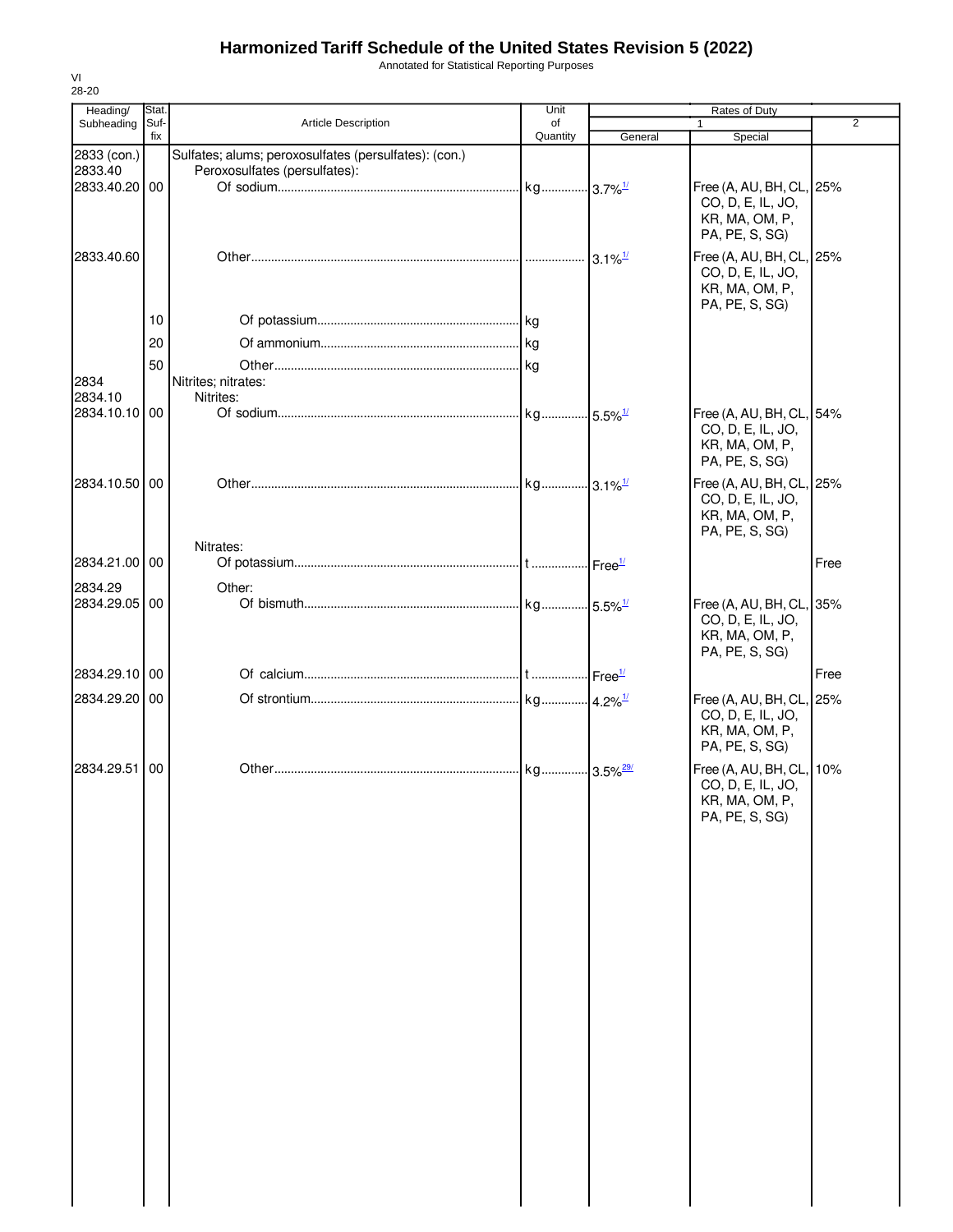# Harmonized Tariff Schedule of the United States Revision 5 (2022)

Annotated for Statistical Reporting Purposes

VI
28-20

| Heading/ Subheading | Stat. Suf- fix | Article Description | Unit of Quantity | Rates of Duty 1 General | Special | 2 |
|---|---|---|---|---|---|---|
| 2833 (con.) | | Sulfates; alums; peroxosulfates (persulfates): (con.) | | | | |
| 2833.40 | | Peroxosulfates (persulfates): | | | | |
| 2833.40.20 | 00 | Of sodium | kg | 3.7%[1/] | Free (A, AU, BH, CL, CO, D, E, IL, JO, KR, MA, OM, P, PA, PE, S, SG) | 25% |
| 2833.40.60 | | Other | | 3.1%[1/] | Free (A, AU, BH, CL, CO, D, E, IL, JO, KR, MA, OM, P, PA, PE, S, SG) | 25% |
| | 10 | Of potassium | kg | | | |
| | 20 | Of ammonium | kg | | | |
| | 50 | Other | kg | | | |
| 2834 | | Nitrites; nitrates: | | | | |
| 2834.10 | | Nitrites: | | | | |
| 2834.10.10 | 00 | Of sodium | kg | 5.5%[1/] | Free (A, AU, BH, CL, CO, D, E, IL, JO, KR, MA, OM, P, PA, PE, S, SG) | 54% |
| 2834.10.50 | 00 | Other | kg | 3.1%[1/] | Free (A, AU, BH, CL, CO, D, E, IL, JO, KR, MA, OM, P, PA, PE, S, SG) | 25% |
| | | Nitrates: | | | | |
| 2834.21.00 | 00 | Of potassium | t | Free[1/] | | Free |
| 2834.29 | | Other: | | | | |
| 2834.29.05 | 00 | Of bismuth | kg | 5.5%[1/] | Free (A, AU, BH, CL, CO, D, E, IL, JO, KR, MA, OM, P, PA, PE, S, SG) | 35% |
| 2834.29.10 | 00 | Of calcium | t | Free[1/] | | Free |
| 2834.29.20 | 00 | Of strontium | kg | 4.2%[1/] | Free (A, AU, BH, CL, CO, D, E, IL, JO, KR, MA, OM, P, PA, PE, S, SG) | 25% |
| 2834.29.51 | 00 | Other | kg | 3.5%[29/] | Free (A, AU, BH, CL, CO, D, E, IL, JO, KR, MA, OM, P, PA, PE, S, SG) | 10% |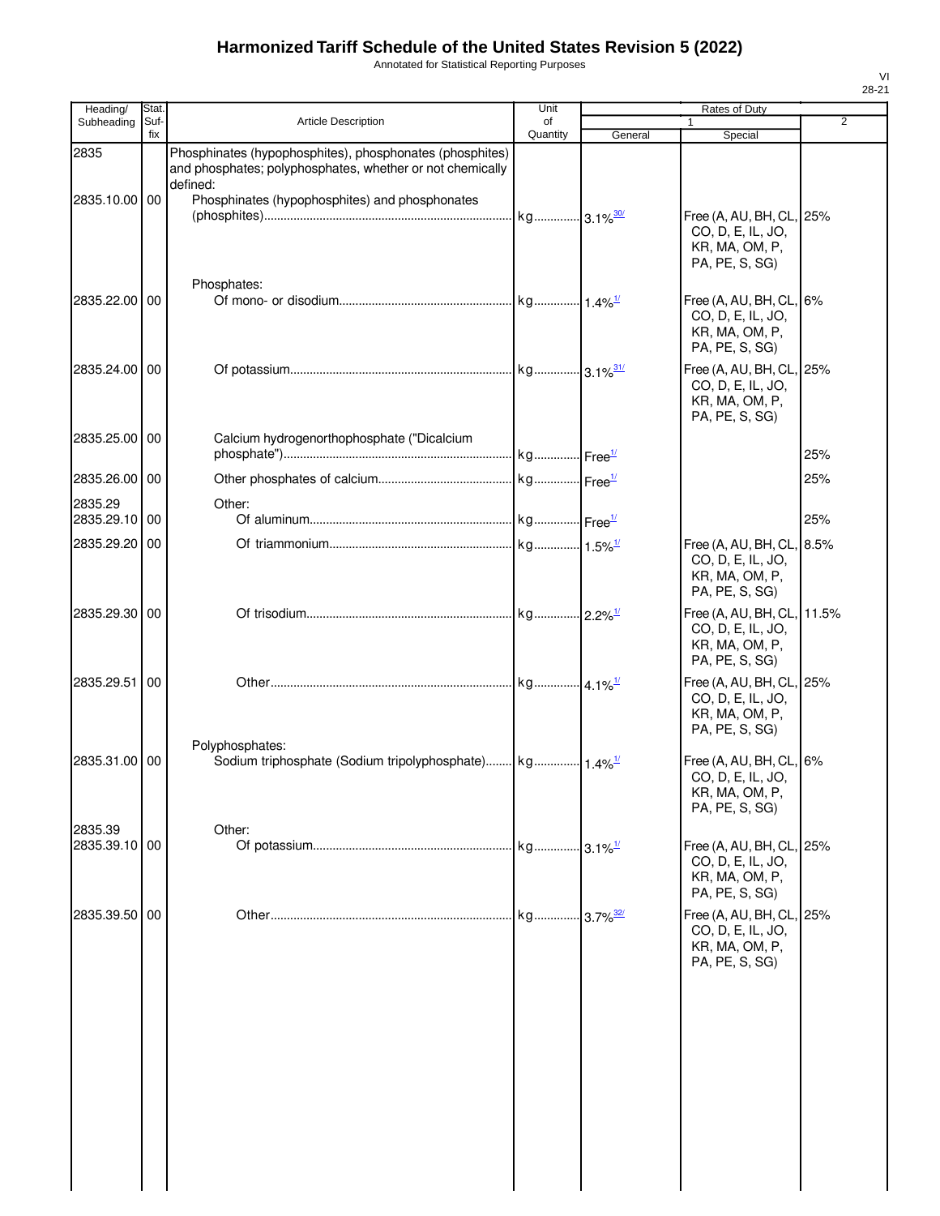# Harmonized Tariff Schedule of the United States Revision 5 (2022)

Annotated for Statistical Reporting Purposes

| Heading/ Subheading | Stat. Suf- fix | Article Description | Unit of Quantity | Rates of Duty 1 General | Special | 2 |
|---|---|---|---|---|---|---|
| 2835 | | Phosphinates (hypophosphites), phosphonates (phosphites) and phosphates; polyphosphates, whether or not chemically defined: | | | | |
| 2835.10.00 | 00 | Phosphinates (hypophosphites) and phosphonates (phosphites) | kg | 3.1%[30/] | Free (A, AU, BH, CL, CO, D, E, IL, JO, KR, MA, OM, P, PA, PE, S, SG) | 25% |
| | | Phosphates: | | | | |
| 2835.22.00 | 00 | Of mono- or disodium | kg | 1.4%[1/] | Free (A, AU, BH, CL, CO, D, E, IL, JO, KR, MA, OM, P, PA, PE, S, SG) | 6% |
| 2835.24.00 | 00 | Of potassium | kg | 3.1%[31/] | Free (A, AU, BH, CL, CO, D, E, IL, JO, KR, MA, OM, P, PA, PE, S, SG) | 25% |
| 2835.25.00 | 00 | Calcium hydrogenorthophosphate ("Dicalcium phosphate") | kg | Free[1/] | | 25% |
| 2835.26.00 | 00 | Other phosphates of calcium | kg | Free[1/] | | 25% |
| 2835.29 | | Other: | | | | |
| 2835.29.10 | 00 | Of aluminum | kg | Free[1/] | | 25% |
| 2835.29.20 | 00 | Of triammonium | kg | 1.5%[1/] | Free (A, AU, BH, CL, CO, D, E, IL, JO, KR, MA, OM, P, PA, PE, S, SG) | 8.5% |
| 2835.29.30 | 00 | Of trisodium | kg | 2.2%[1/] | Free (A, AU, BH, CL, CO, D, E, IL, JO, KR, MA, OM, P, PA, PE, S, SG) | 11.5% |
| 2835.29.51 | 00 | Other | kg | 4.1%[1/] | Free (A, AU, BH, CL, CO, D, E, IL, JO, KR, MA, OM, P, PA, PE, S, SG) | 25% |
| | | Polyphosphates: | | | | |
| 2835.31.00 | 00 | Sodium triphosphate (Sodium tripolyphosphate) | kg | 1.4%[1/] | Free (A, AU, BH, CL, CO, D, E, IL, JO, KR, MA, OM, P, PA, PE, S, SG) | 6% |
| 2835.39 | | Other: | | | | |
| 2835.39.10 | 00 | Of potassium | kg | 3.1%[1/] | Free (A, AU, BH, CL, CO, D, E, IL, JO, KR, MA, OM, P, PA, PE, S, SG) | 25% |
| 2835.39.50 | 00 | Other | kg | 3.7%[32/] | Free (A, AU, BH, CL, CO, D, E, IL, JO, KR, MA, OM, P, PA, PE, S, SG) | 25% |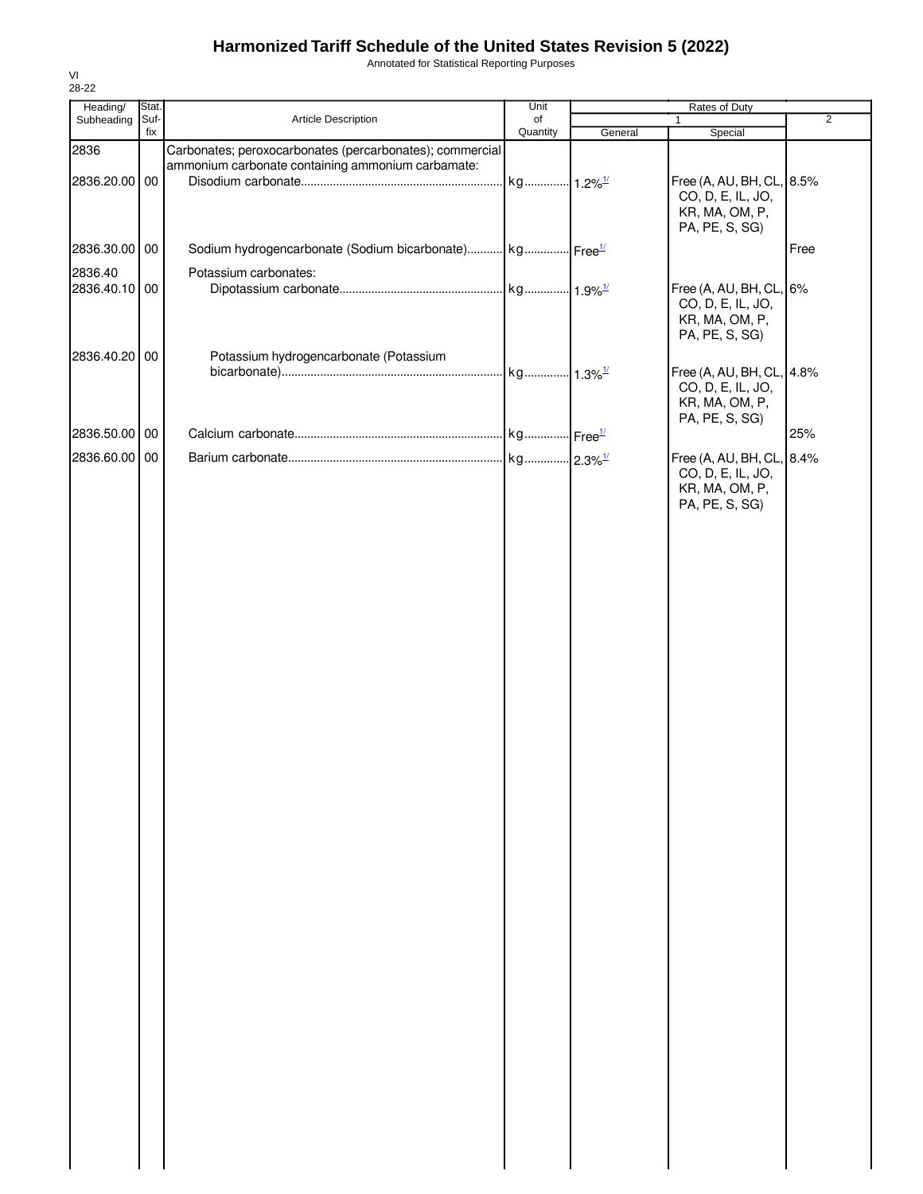# Harmonized Tariff Schedule of the United States Revision 5 (2022)

Annotated for Statistical Reporting Purposes

VI
28-22

| Heading/ Subheading | Stat. Suf- fix | Article Description | Unit of Quantity | Rates of Duty 1 General | Special | 2 |
|---|---|---|---|---|---|---|
| 2836 | | Carbonates; peroxocarbonates (percarbonates); commercial ammonium carbonate containing ammonium carbamate: | | | | |
| 2836.20.00 | 00 | Disodium carbonate | kg | 1.2%[1/] | Free (A, AU, BH, CL, CO, D, E, IL, JO, KR, MA, OM, P, PA, PE, S, SG) | 8.5% |
| 2836.30.00 | 00 | Sodium hydrogencarbonate (Sodium bicarbonate) | kg | Free[1/] | | Free |
| 2836.40 | | Potassium carbonates: | | | | |
| 2836.40.10 | 00 | Dipotassium carbonate | kg | 1.9%[1/] | Free (A, AU, BH, CL, CO, D, E, IL, JO, KR, MA, OM, P, PA, PE, S, SG) | 6% |
| 2836.40.20 | 00 | Potassium hydrogencarbonate (Potassium bicarbonate) | kg | 1.3%[1/] | Free (A, AU, BH, CL, CO, D, E, IL, JO, KR, MA, OM, P, PA, PE, S, SG) | 4.8% |
| 2836.50.00 | 00 | Calcium carbonate | kg | Free[1/] | | 25% |
| 2836.60.00 | 00 | Barium carbonate | kg | 2.3%[1/] | Free (A, AU, BH, CL, CO, D, E, IL, JO, KR, MA, OM, P, PA, PE, S, SG) | 8.4% |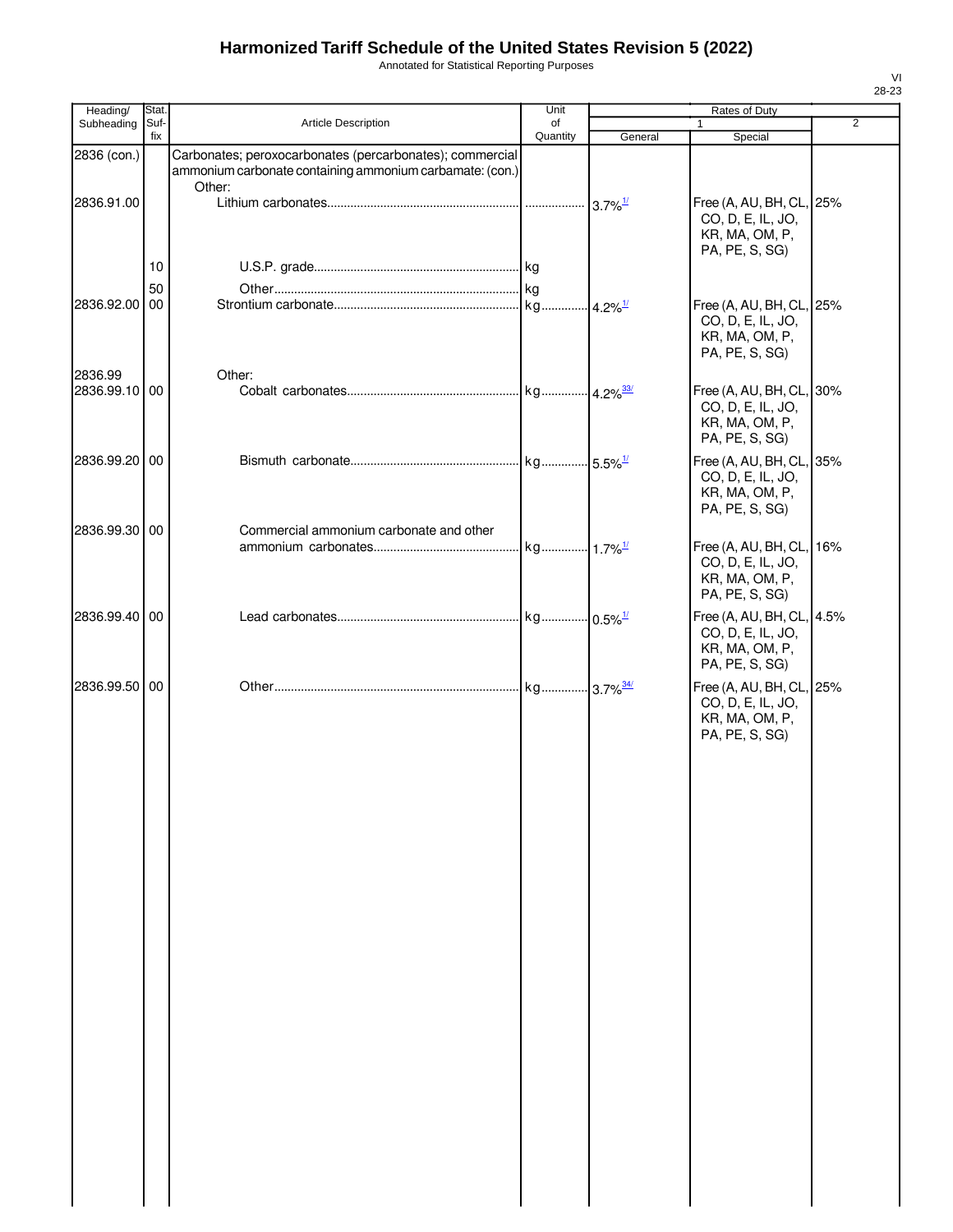# Harmonized Tariff Schedule of the United States Revision 5 (2022)

Annotated for Statistical Reporting Purposes

| Heading/ Subheading | Stat. Suf- fix | Article Description | Unit of Quantity | Rates of Duty 1 General | Rates of Duty 1 Special | Rates of Duty 2 |
|---|---|---|---|---|---|---|
| 2836 (con.) | | Carbonates; peroxocarbonates (percarbonates); commercial ammonium carbonate containing ammonium carbamate: (con.) | | | | |
| | | Other: | | | | |
| 2836.91.00 | | Lithium carbonates | | 3.7%[1/] | Free (A, AU, BH, CL, CO, D, E, IL, JO, KR, MA, OM, P, PA, PE, S, SG) | 25% |
| | 10 | U.S.P. grade | kg | | | |
| | 50 | Other | kg | | | |
| 2836.92.00 | 00 | Strontium carbonate | kg | 4.2%[1/] | Free (A, AU, BH, CL, CO, D, E, IL, JO, KR, MA, OM, P, PA, PE, S, SG) | 25% |
| 2836.99 | | Other: | | | | |
| 2836.99.10 | 00 | Cobalt carbonates | kg | 4.2%[33/] | Free (A, AU, BH, CL, CO, D, E, IL, JO, KR, MA, OM, P, PA, PE, S, SG) | 30% |
| 2836.99.20 | 00 | Bismuth carbonate | kg | 5.5%[1/] | Free (A, AU, BH, CL, CO, D, E, IL, JO, KR, MA, OM, P, PA, PE, S, SG) | 35% |
| 2836.99.30 | 00 | Commercial ammonium carbonate and other ammonium carbonates | kg | 1.7%[1/] | Free (A, AU, BH, CL, CO, D, E, IL, JO, KR, MA, OM, P, PA, PE, S, SG) | 16% |
| 2836.99.40 | 00 | Lead carbonates | kg | 0.5%[1/] | Free (A, AU, BH, CL, CO, D, E, IL, JO, KR, MA, OM, P, PA, PE, S, SG) | 4.5% |
| 2836.99.50 | 00 | Other | kg | 3.7%[34/] | Free (A, AU, BH, CL, CO, D, E, IL, JO, KR, MA, OM, P, PA, PE, S, SG) | 25% |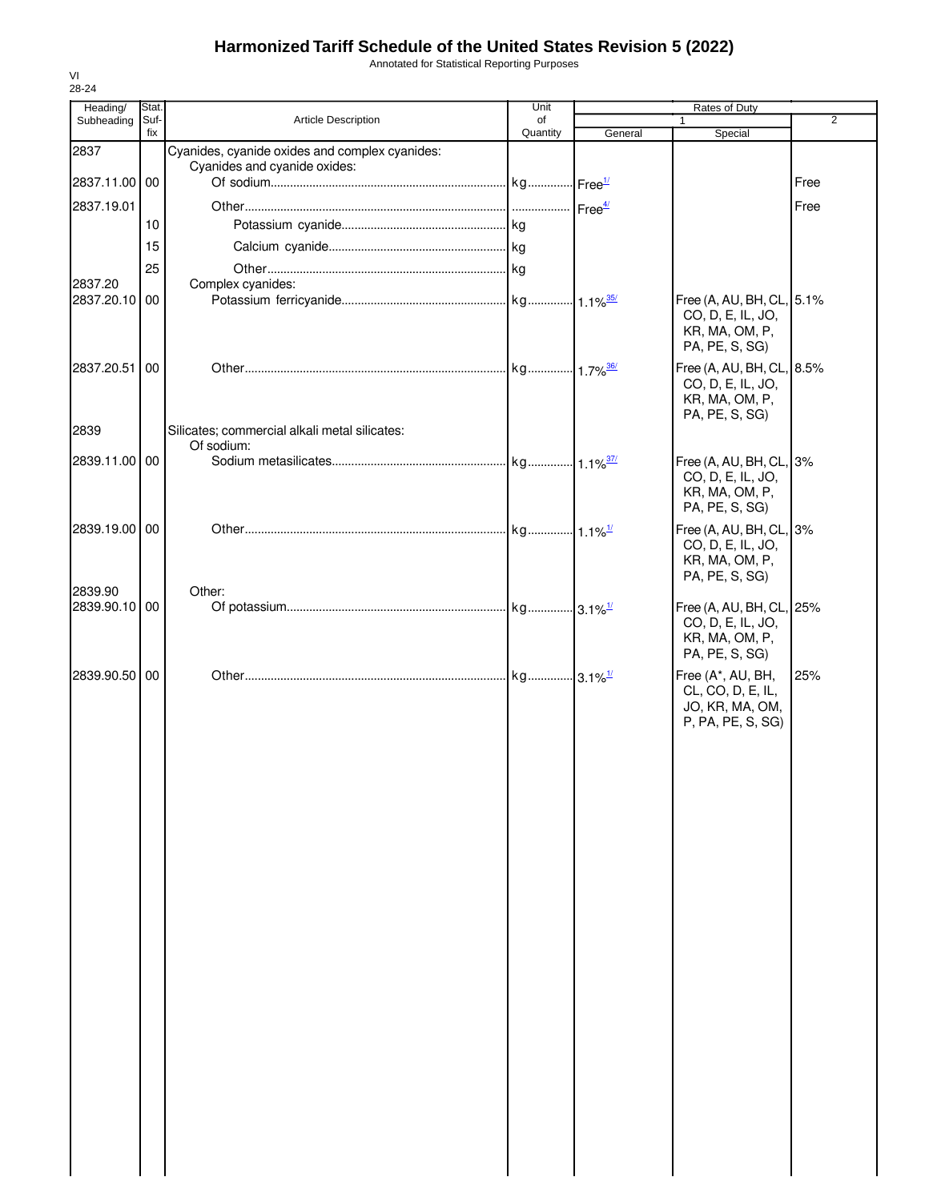# Harmonized Tariff Schedule of the United States Revision 5 (2022)

Annotated for Statistical Reporting Purposes

VI
28-24

| Heading/ Subheading | Stat. Suf- fix | Article Description | Unit of Quantity | Rates of Duty 1 General | Special | 2 |
|---|---|---|---|---|---|---|
| 2837 | | Cyanides, cyanide oxides and complex cyanides: | | | | |
| | | Cyanides and cyanide oxides: | | | | |
| 2837.11.00 | 00 | Of sodium | kg | Free[1/] | | Free |
| 2837.19.01 | | Other | | Free[4/] | | Free |
| | 10 | Potassium cyanide | kg | | | |
| | 15 | Calcium cyanide | kg | | | |
| | 25 | Other | kg | | | |
| 2837.20 | | Complex cyanides: | | | | |
| 2837.20.10 | 00 | Potassium ferricyanide | kg | 1.1%[35/] | Free (A, AU, BH, CL, CO, D, E, IL, JO, KR, MA, OM, P, PA, PE, S, SG) | 5.1% |
| 2837.20.51 | 00 | Other | kg | 1.7%[36/] | Free (A, AU, BH, CL, CO, D, E, IL, JO, KR, MA, OM, P, PA, PE, S, SG) | 8.5% |
| 2839 | | Silicates; commercial alkali metal silicates: | | | | |
| | | Of sodium: | | | | |
| 2839.11.00 | 00 | Sodium metasilicates | kg | 1.1%[37/] | Free (A, AU, BH, CL, CO, D, E, IL, JO, KR, MA, OM, P, PA, PE, S, SG) | 3% |
| 2839.19.00 | 00 | Other | kg | 1.1%[1/] | Free (A, AU, BH, CL, CO, D, E, IL, JO, KR, MA, OM, P, PA, PE, S, SG) | 3% |
| 2839.90 | | Other: | | | | |
| 2839.90.10 | 00 | Of potassium | kg | 3.1%[1/] | Free (A, AU, BH, CL, CO, D, E, IL, JO, KR, MA, OM, P, PA, PE, S, SG) | 25% |
| 2839.90.50 | 00 | Other | kg | 3.1%[1/] | Free (A*, AU, BH, CL, CO, D, E, IL, JO, KR, MA, OM, P, PA, PE, S, SG) | 25% |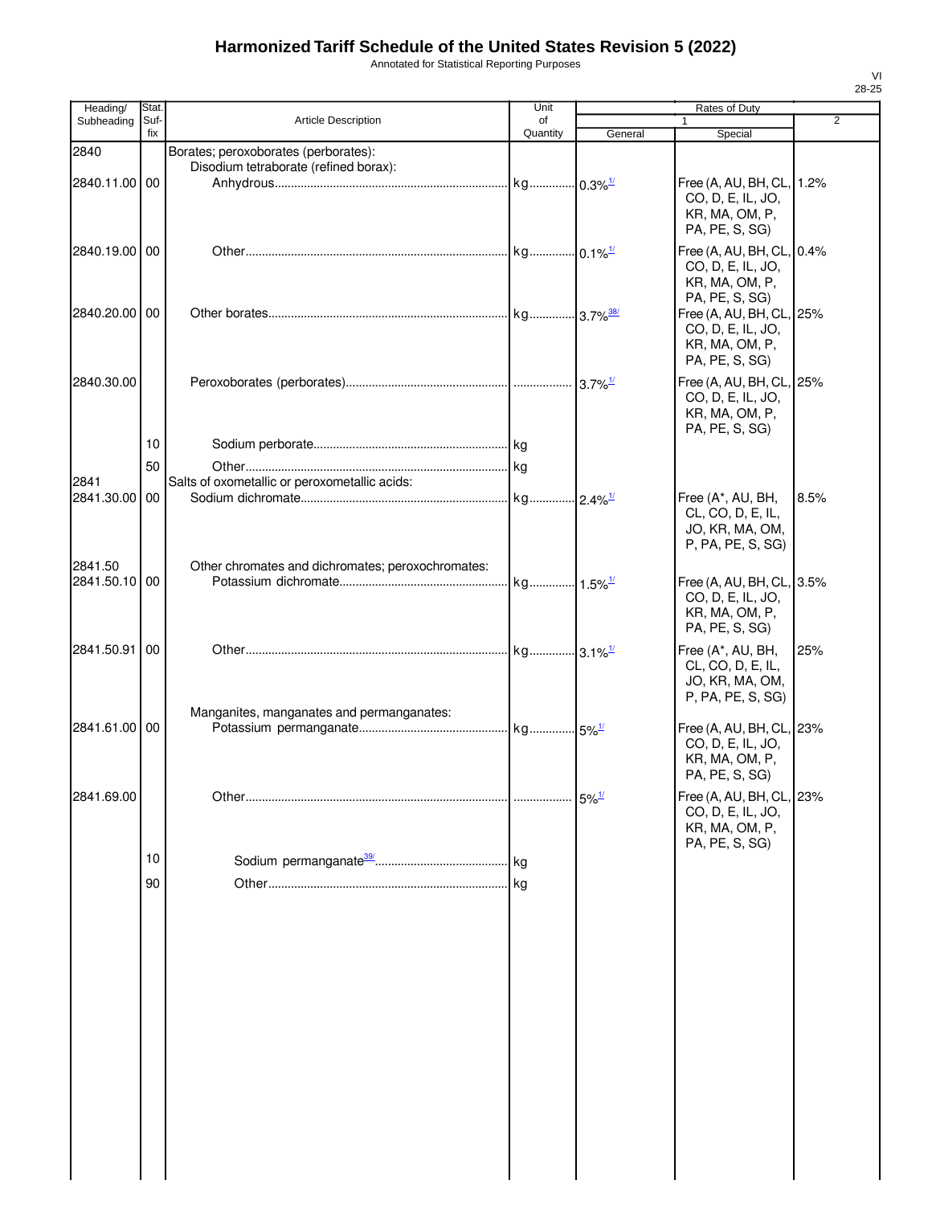# Harmonized Tariff Schedule of the United States Revision 5 (2022)

Annotated for Statistical Reporting Purposes

| Heading/ Subheading | Stat. Suf- fix | Article Description | Unit of Quantity | Rates of Duty 1 General | Special | 2 |
|---|---|---|---|---|---|---|
| 2840 | | Borates; peroxoborates (perborates): | | | | |
| | | Disodium tetraborate (refined borax): | | | | |
| 2840.11.00 | 00 | Anhydrous | kg | 0.3%[1/] | Free (A, AU, BH, CL, CO, D, E, IL, JO, KR, MA, OM, P, PA, PE, S, SG) | 1.2% |
| 2840.19.00 | 00 | Other | kg | 0.1%[1/] | Free (A, AU, BH, CL, CO, D, E, IL, JO, KR, MA, OM, P, PA, PE, S, SG) | 0.4% |
| 2840.20.00 | 00 | Other borates | kg | 3.7%[38/] | Free (A, AU, BH, CL, CO, D, E, IL, JO, KR, MA, OM, P, PA, PE, S, SG) | 25% |
| 2840.30.00 | | Peroxoborates (perborates) | | 3.7%[1/] | Free (A, AU, BH, CL, CO, D, E, IL, JO, KR, MA, OM, P, PA, PE, S, SG) | 25% |
| | 10 | Sodium perborate | kg | | | |
| | 50 | Other | kg | | | |
| 2841 | | Salts of oxometallic or peroxometallic acids: | | | | |
| 2841.30.00 | 00 | Sodium dichromate | kg | 2.4%[1/] | Free (A*, AU, BH, CL, CO, D, E, IL, JO, KR, MA, OM, P, PA, PE, S, SG) | 8.5% |
| 2841.50 | | Other chromates and dichromates; peroxochromates: | | | | |
| 2841.50.10 | 00 | Potassium dichromate | kg | 1.5%[1/] | Free (A, AU, BH, CL, CO, D, E, IL, JO, KR, MA, OM, P, PA, PE, S, SG) | 3.5% |
| 2841.50.91 | 00 | Other | kg | 3.1%[1/] | Free (A*, AU, BH, CL, CO, D, E, IL, JO, KR, MA, OM, P, PA, PE, S, SG) | 25% |
| | | Manganites, manganates and permanganates: | | | | |
| 2841.61.00 | 00 | Potassium permanganate | kg | 5%[1/] | Free (A, AU, BH, CL, CO, D, E, IL, JO, KR, MA, OM, P, PA, PE, S, SG) | 23% |
| 2841.69.00 | | Other | | 5%[1/] | Free (A, AU, BH, CL, CO, D, E, IL, JO, KR, MA, OM, P, PA, PE, S, SG) | 23% |
| | 10 | Sodium permanganate[39/] | kg | | | |
| | 90 | Other | kg | | | |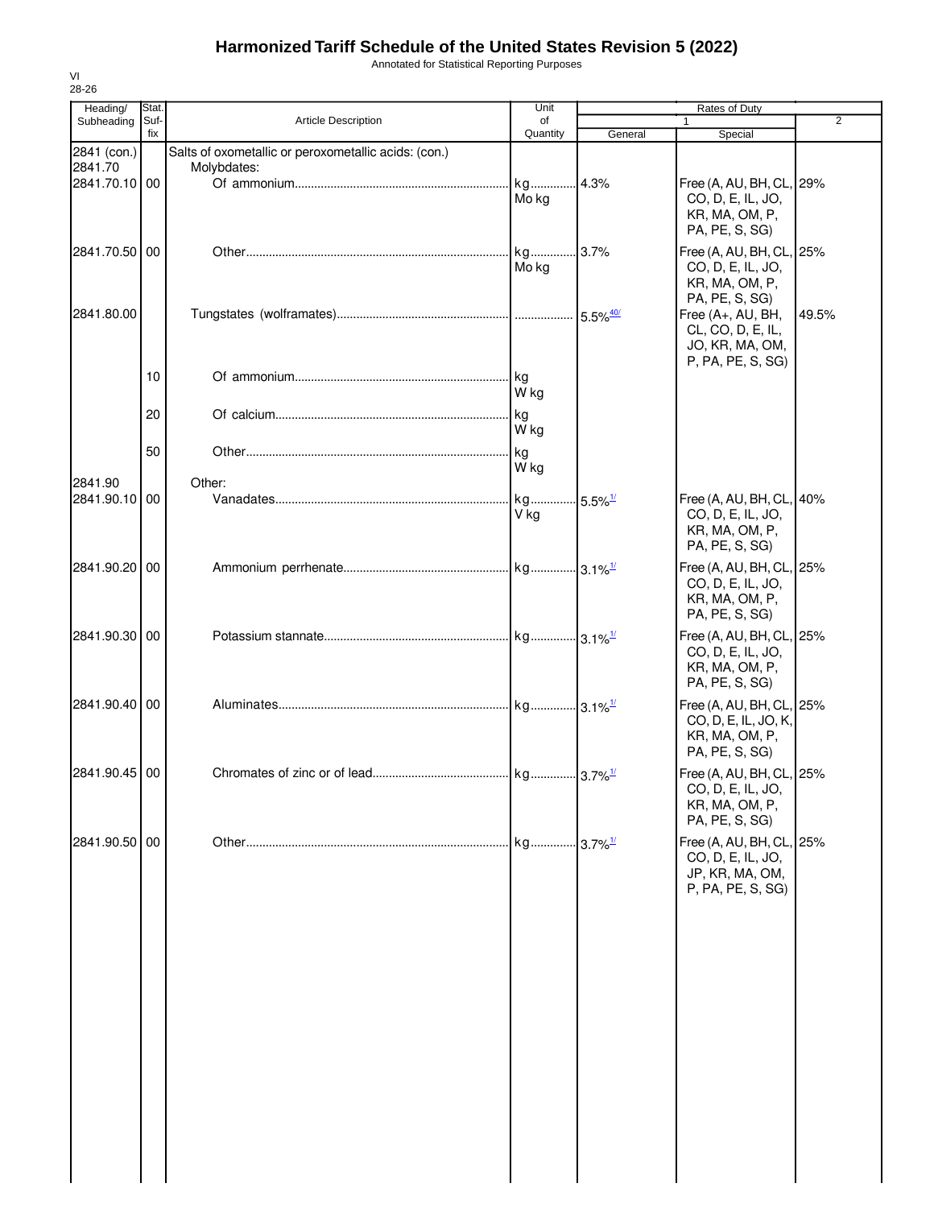# Harmonized Tariff Schedule of the United States Revision 5 (2022)

Annotated for Statistical Reporting Purposes

| Heading/ Subheading | Stat. Suf-fix | Article Description | Unit of Quantity | Rates of Duty 1 General | Special | 2 |
|---|---|---|---|---|---|---|
| 2841 (con.) | | Salts of oxometallic or peroxometallic acids: (con.) | | | | |
| 2841.70 | | Molybdates: | | | | |
| 2841.70.10 | 00 | Of ammonium | kg Mo kg | 4.3% | Free (A, AU, BH, CL, CO, D, E, IL, JO, KR, MA, OM, P, PA, PE, S, SG) | 29% |
| 2841.70.50 | 00 | Other | kg Mo kg | 3.7% | Free (A, AU, BH, CL, CO, D, E, IL, JO, KR, MA, OM, P, PA, PE, S, SG) | 25% |
| 2841.80.00 | | Tungstates (wolframates) | | 5.5%[40/] | Free (A+, AU, BH, CL, CO, D, E, IL, JO, KR, MA, OM, P, PA, PE, S, SG) | 49.5% |
| | 10 | Of ammonium | kg W kg | | | |
| | 20 | Of calcium | kg W kg | | | |
| | 50 | Other | kg W kg | | | |
| 2841.90 | | Other: | | | | |
| 2841.90.10 | 00 | Vanadates | kg V kg | 5.5%[1/] | Free (A, AU, BH, CL, CO, D, E, IL, JO, KR, MA, OM, P, PA, PE, S, SG) | 40% |
| 2841.90.20 | 00 | Ammonium perrhenate | kg | 3.1%[1/] | Free (A, AU, BH, CL, CO, D, E, IL, JO, KR, MA, OM, P, PA, PE, S, SG) | 25% |
| 2841.90.30 | 00 | Potassium stannate | kg | 3.1%[1/] | Free (A, AU, BH, CL, CO, D, E, IL, JO, KR, MA, OM, P, PA, PE, S, SG) | 25% |
| 2841.90.40 | 00 | Aluminates | kg | 3.1%[1/] | Free (A, AU, BH, CL, CO, D, E, IL, JO, K, KR, MA, OM, P, PA, PE, S, SG) | 25% |
| 2841.90.45 | 00 | Chromates of zinc or of lead | kg | 3.7%[1/] | Free (A, AU, BH, CL, CO, D, E, IL, JO, KR, MA, OM, P, PA, PE, S, SG) | 25% |
| 2841.90.50 | 00 | Other | kg | 3.7%[1/] | Free (A, AU, BH, CL, CO, D, E, IL, JO, JP, KR, MA, OM, P, PA, PE, S, SG) | 25% |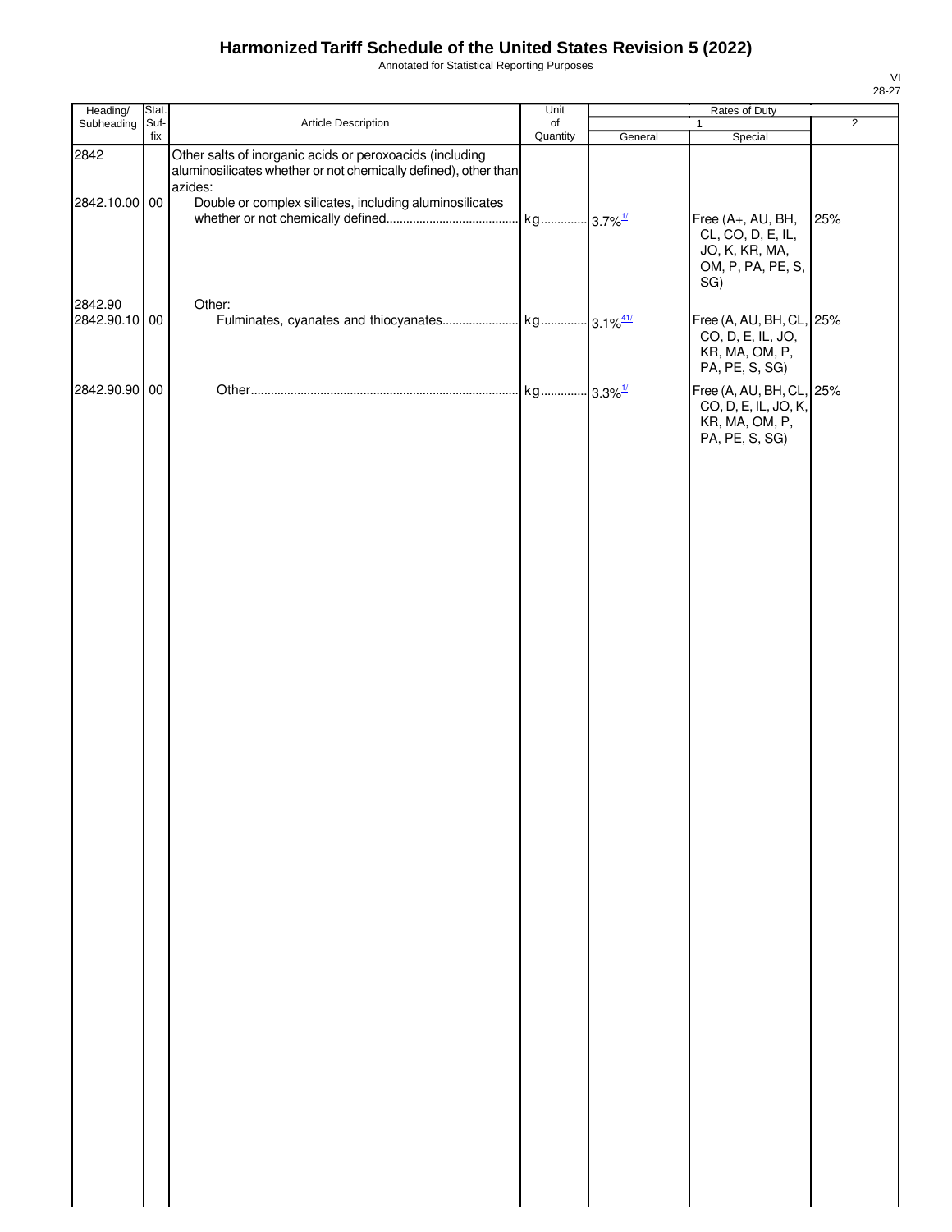# Harmonized Tariff Schedule of the United States Revision 5 (2022)

Annotated for Statistical Reporting Purposes

| Heading/ Subheading | Stat. Suf- fix | Article Description | Unit of Quantity | Rates of Duty | | |
|---|---|---|---|---|---|---|
| | | | | 1 | | 2 |
| | | | | General | Special | |
| 2842 | | Other salts of inorganic acids or peroxoacids (including aluminosilicates whether or not chemically defined), other than azides: | | | | |
| 2842.10.00 | 00 | Double or complex silicates, including aluminosilicates whether or not chemically defined | kg | 3.7%[1/] | Free (A+, AU, BH, CL, CO, D, E, IL, JO, K, KR, MA, OM, P, PA, PE, S, SG) | 25% |
| 2842.90 | | Other: | | | | |
| 2842.90.10 | 00 | Fulminates, cyanates and thiocyanates | kg | 3.1%[41/] | Free (A, AU, BH, CL, CO, D, E, IL, JO, KR, MA, OM, P, PA, PE, S, SG) | 25% |
| 2842.90.90 | 00 | Other | kg | 3.3%[1/] | Free (A, AU, BH, CL, CO, D, E, IL, JO, K, KR, MA, OM, P, PA, PE, S, SG) | 25% |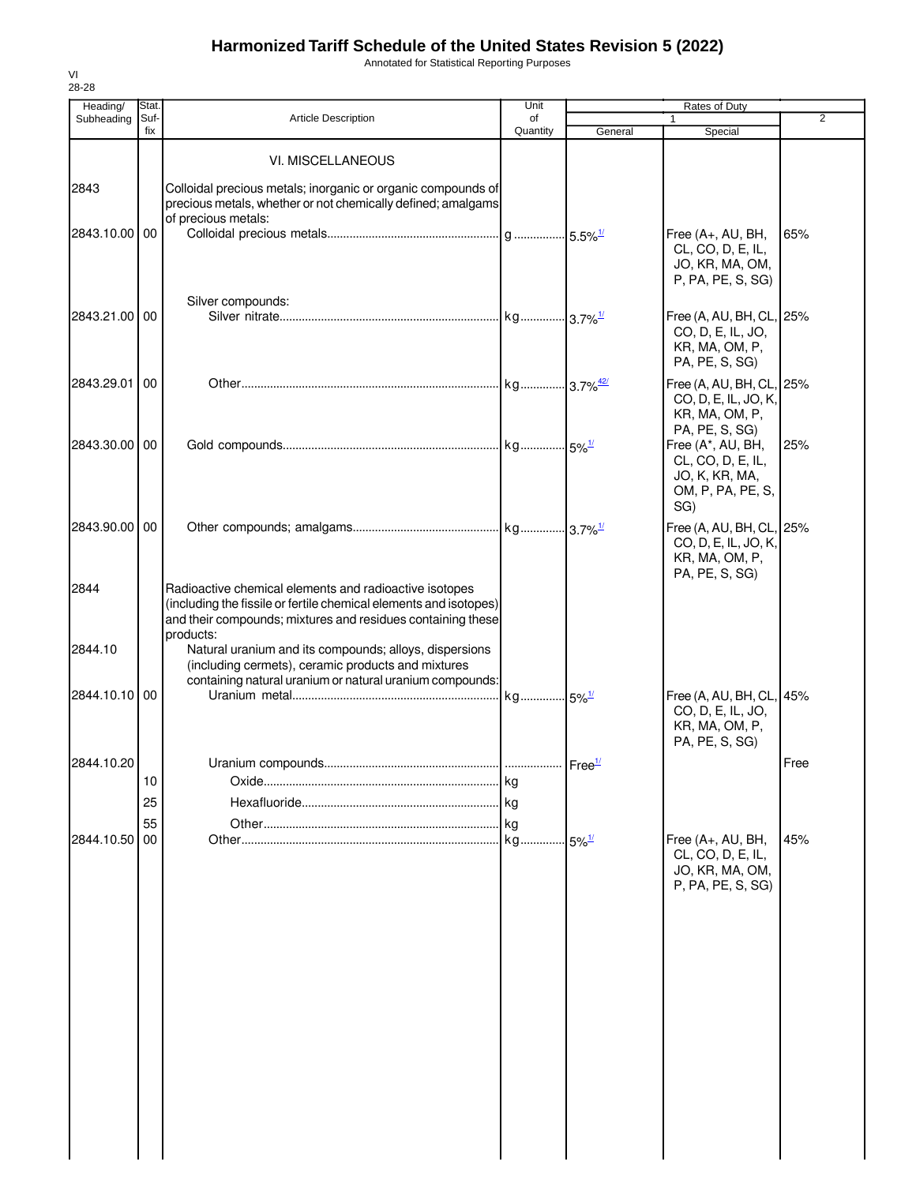# Harmonized Tariff Schedule of the United States Revision 5 (2022)

Annotated for Statistical Reporting Purposes

VI
28-28

| Heading/ Subheading | Stat. Suf-fix | Article Description | Unit of Quantity | Rates of Duty 1 General | Special | 2 |
|---|---|---|---|---|---|---|
| | | VI. MISCELLANEOUS | | | | |
| 2843 | | Colloidal precious metals; inorganic or organic compounds of precious metals, whether or not chemically defined; amalgams of precious metals: | | | | |
| 2843.10.00 | 00 | Colloidal precious metals | g | 5.5%[1/] | Free (A+, AU, BH, CL, CO, D, E, IL, JO, KR, MA, OM, P, PA, PE, S, SG) | 65% |
| | | Silver compounds: | | | | |
| 2843.21.00 | 00 | Silver nitrate | kg | 3.7%[1/] | Free (A, AU, BH, CL, CO, D, E, IL, JO, KR, MA, OM, P, PA, PE, S, SG) | 25% |
| 2843.29.01 | 00 | Other | kg | 3.7%[42/] | Free (A, AU, BH, CL, CO, D, E, IL, JO, K, KR, MA, OM, P, PA, PE, S, SG) | 25% |
| 2843.30.00 | 00 | Gold compounds | kg | 5%[1/] | Free (A*, AU, BH, CL, CO, D, E, IL, JO, K, KR, MA, OM, P, PA, PE, S, SG) | 25% |
| 2843.90.00 | 00 | Other compounds; amalgams | kg | 3.7%[1/] | Free (A, AU, BH, CL, CO, D, E, IL, JO, K, KR, MA, OM, P, PA, PE, S, SG) | 25% |
| 2844 | | Radioactive chemical elements and radioactive isotopes (including the fissile or fertile chemical elements and isotopes) and their compounds; mixtures and residues containing these products: | | | | |
| 2844.10 | | Natural uranium and its compounds; alloys, dispersions (including cermets), ceramic products and mixtures containing natural uranium or natural uranium compounds: | | | | |
| 2844.10.10 | 00 | Uranium metal | kg | 5%[1/] | Free (A, AU, BH, CL, CO, D, E, IL, JO, KR, MA, OM, P, PA, PE, S, SG) | 45% |
| 2844.10.20 | | Uranium compounds | | Free[1/] | | Free |
| | 10 | Oxide | kg | | | |
| | 25 | Hexafluoride | kg | | | |
| | 55 | Other | kg | | | |
| 2844.10.50 | 00 | Other | kg | 5%[1/] | Free (A+, AU, BH, CL, CO, D, E, IL, JO, KR, MA, OM, P, PA, PE, S, SG) | 45% |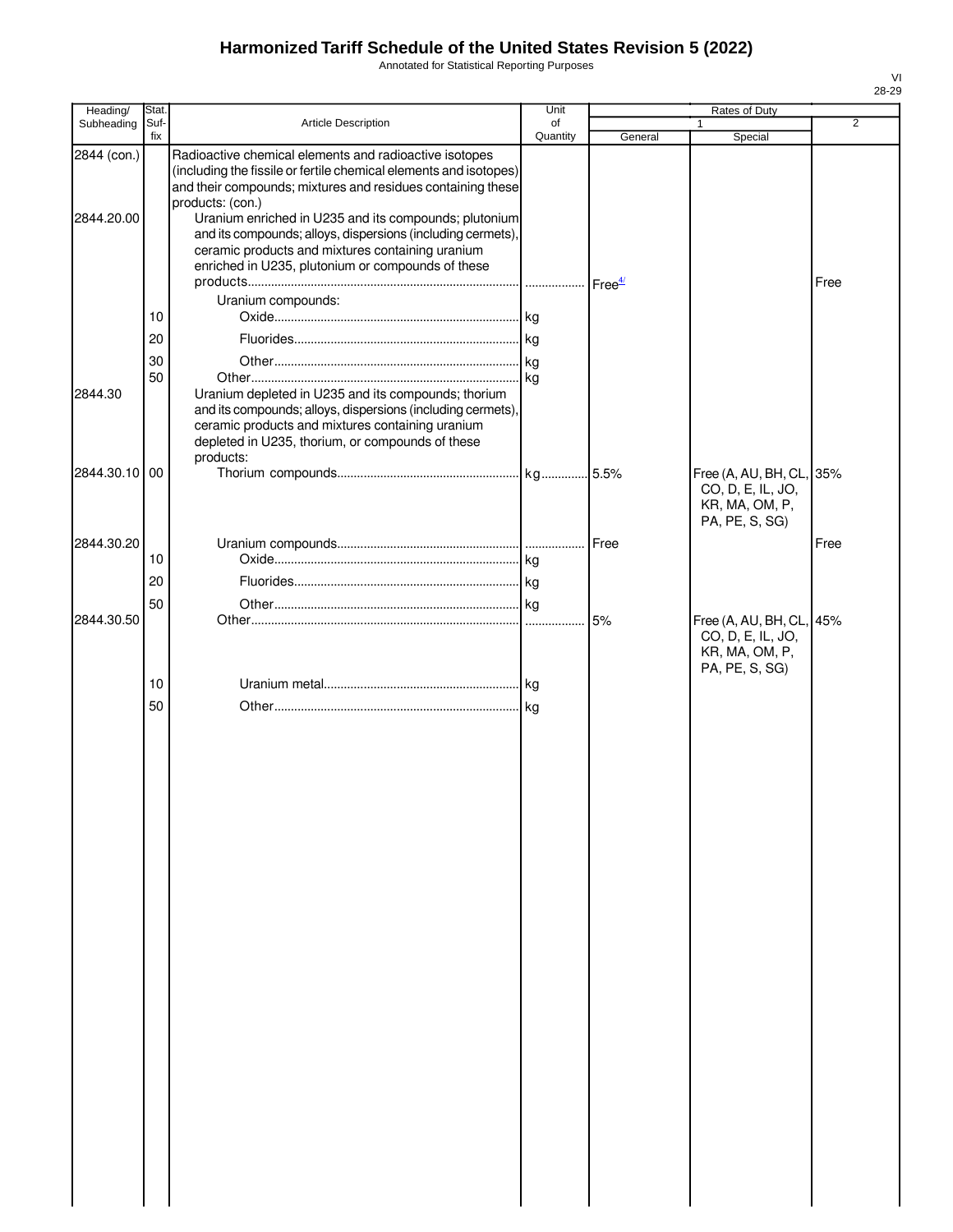# Harmonized Tariff Schedule of the United States Revision 5 (2022)

Annotated for Statistical Reporting Purposes

| Heading/ Subheading | Stat. Suf- fix | Article Description | Unit of Quantity | Rates of Duty 1 General | Special | 2 |
|---|---|---|---|---|---|---|
| 2844 (con.) | | Radioactive chemical elements and radioactive isotopes (including the fissile or fertile chemical elements and isotopes) and their compounds; mixtures and residues containing these products: (con.) | | | | |
| 2844.20.00 | | Uranium enriched in U235 and its compounds; plutonium and its compounds; alloys, dispersions (including cermets), ceramic products and mixtures containing uranium enriched in U235, plutonium or compounds of these products | | Free[4/] | | Free |
| | | Uranium compounds: | | | | |
| | 10 | Oxide | kg | | | |
| | 20 | Fluorides | kg | | | |
| | 30 | Other | kg | | | |
| | 50 | Other | kg | | | |
| 2844.30 | | Uranium depleted in U235 and its compounds; thorium and its compounds; alloys, dispersions (including cermets), ceramic products and mixtures containing uranium depleted in U235, thorium, or compounds of these products: | | | | |
| 2844.30.10 | 00 | Thorium compounds | kg | 5.5% | Free (A, AU, BH, CL, CO, D, E, IL, JO, KR, MA, OM, P, PA, PE, S, SG) | 35% |
| 2844.30.20 | | Uranium compounds | | Free | | Free |
| | 10 | Oxide | kg | | | |
| | 20 | Fluorides | kg | | | |
| | 50 | Other | kg | | | |
| 2844.30.50 | | Other | | 5% | Free (A, AU, BH, CL, CO, D, E, IL, JO, KR, MA, OM, P, PA, PE, S, SG) | 45% |
| | 10 | Uranium metal | kg | | | |
| | 50 | Other | kg | | | |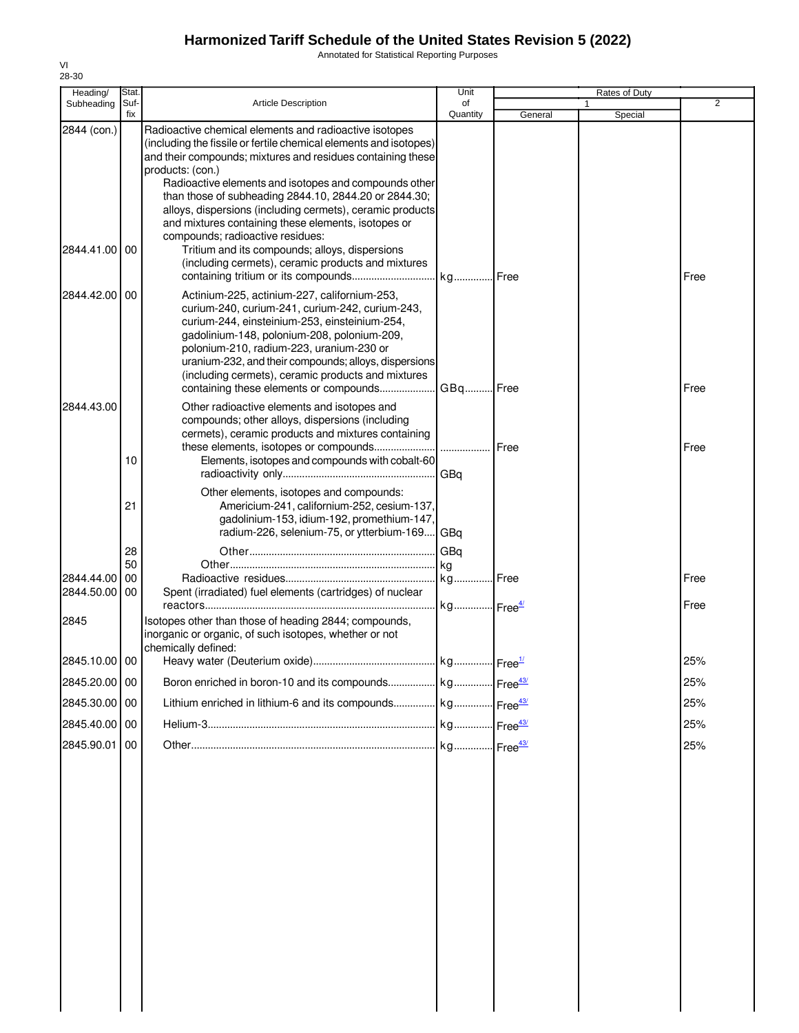# Harmonized Tariff Schedule of the United States Revision 5 (2022)

Annotated for Statistical Reporting Purposes

VI
28-30

| Heading/ Subheading | Stat. Suf- fix | Article Description | Unit of Quantity | Rates of Duty 1 General | Special | 2 |
|---|---|---|---|---|---|---|
| 2844 (con.) | | Radioactive chemical elements and radioactive isotopes (including the fissile or fertile chemical elements and isotopes) and their compounds; mixtures and residues containing these products: (con.) | | | | |
| | | Radioactive elements and isotopes and compounds other than those of subheading 2844.10, 2844.20 or 2844.30; alloys, dispersions (including cermets), ceramic products and mixtures containing these elements, isotopes or compounds; radioactive residues: | | | | |
| 2844.41.00 | 00 | Tritium and its compounds; alloys, dispersions (including cermets), ceramic products and mixtures containing tritium or its compounds | kg | Free | | Free |
| 2844.42.00 | 00 | Actinium-225, actinium-227, californium-253, curium-240, curium-241, curium-242, curium-243, curium-244, einsteinium-253, einsteinium-254, gadolinium-148, polonium-208, polonium-209, polonium-210, radium-223, uranium-230 or uranium-232, and their compounds; alloys, dispersions (including cermets), ceramic products and mixtures containing these elements or compounds | GBq | Free | | Free |
| 2844.43.00 | | Other radioactive elements and isotopes and compounds; other alloys, dispersions (including cermets), ceramic products and mixtures containing these elements, isotopes or compounds | | Free | | Free |
| | 10 | Elements, isotopes and compounds with cobalt-60 radioactivity only | GBq | | | |
| | | Other elements, isotopes and compounds: | | | | |
| | 21 | Americium-241, californium-252, cesium-137, gadolinium-153, idium-192, promethium-147, radium-226, selenium-75, or ytterbium-169 | GBq | | | |
| | 28 | Other | GBq | | | |
| | 50 | Other | kg | | | |
| 2844.44.00 | 00 | Radioactive residues | kg | Free | | Free |
| 2844.50.00 | 00 | Spent (irradiated) fuel elements (cartridges) of nuclear reactors | kg | Free[4/] | | Free |
| 2845 | | Isotopes other than those of heading 2844; compounds, inorganic or organic, of such isotopes, whether or not chemically defined: | | | | |
| 2845.10.00 | 00 | Heavy water (Deuterium oxide) | kg | Free[1/] | | 25% |
| 2845.20.00 | 00 | Boron enriched in boron-10 and its compounds | kg | Free[43/] | | 25% |
| 2845.30.00 | 00 | Lithium enriched in lithium-6 and its compounds | kg | Free[43/] | | 25% |
| 2845.40.00 | 00 | Helium-3 | kg | Free[43/] | | 25% |
| 2845.90.01 | 00 | Other | kg | Free[43/] | | 25% |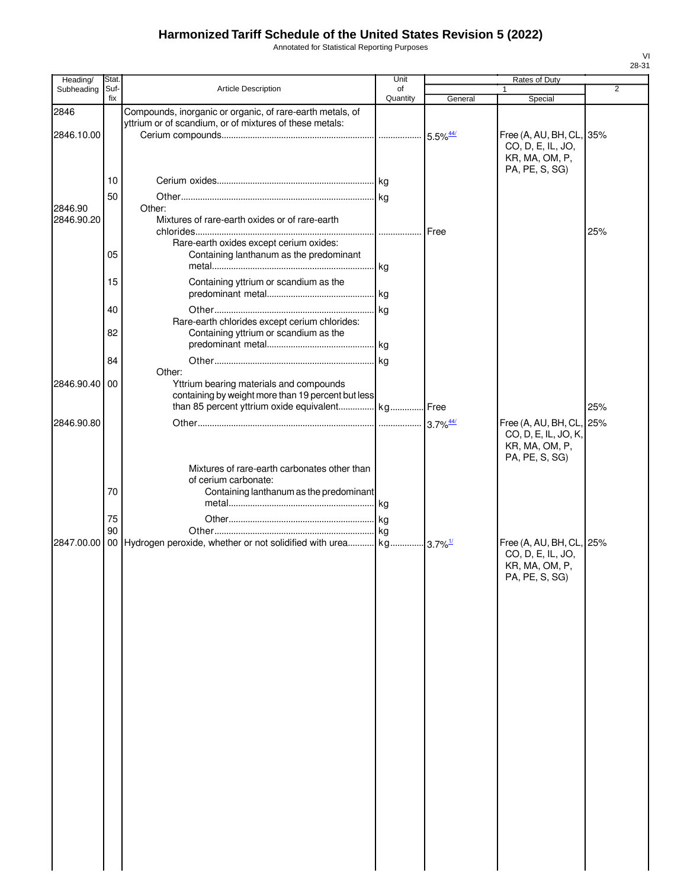# Harmonized Tariff Schedule of the United States Revision 5 (2022)

Annotated for Statistical Reporting Purposes

VI
28-31

| Heading/ Subheading | Stat. Suf- fix | Article Description | Unit of Quantity | Rates of Duty 1 General | Special | 2 |
|---|---|---|---|---|---|---|
| 2846 | | Compounds, inorganic or organic, of rare-earth metals, of yttrium or of scandium, or of mixtures of these metals: | | | | |
| 2846.10.00 | | Cerium compounds | | 5.5%[44/] | Free (A, AU, BH, CL, CO, D, E, IL, JO, KR, MA, OM, P, PA, PE, S, SG) | 35% |
| | 10 | Cerium oxides | kg | | | |
| | 50 | Other | kg | | | |
| 2846.90 | | Other: | | | | |
| 2846.90.20 | | Mixtures of rare-earth oxides or of rare-earth chlorides | | Free | | 25% |
| | | Rare-earth oxides except cerium oxides: | | | | |
| | 05 | Containing lanthanum as the predominant metal | kg | | | |
| | 15 | Containing yttrium or scandium as the predominant metal | kg | | | |
| | 40 | Other | kg | | | |
| | | Rare-earth chlorides except cerium chlorides: | | | | |
| | 82 | Containing yttrium or scandium as the predominant metal | kg | | | |
| | 84 | Other | kg | | | |
| | | Other: | | | | |
| 2846.90.40 | 00 | Yttrium bearing materials and compounds containing by weight more than 19 percent but less than 85 percent yttrium oxide equivalent | kg | Free | | 25% |
| 2846.90.80 | | Other | | 3.7%[44/] | Free (A, AU, BH, CL, CO, D, E, IL, JO, K, KR, MA, OM, P, PA, PE, S, SG) | 25% |
| | | Mixtures of rare-earth carbonates other than of cerium carbonate: | | | | |
| | 70 | Containing lanthanum as the predominant metal | kg | | | |
| | 75 | Other | kg | | | |
| | 90 | Other | kg | | | |
| 2847.00.00 | 00 | Hydrogen peroxide, whether or not solidified with urea | kg | 3.7%[1/] | Free (A, AU, BH, CL, CO, D, E, IL, JO, KR, MA, OM, P, PA, PE, S, SG) | 25% |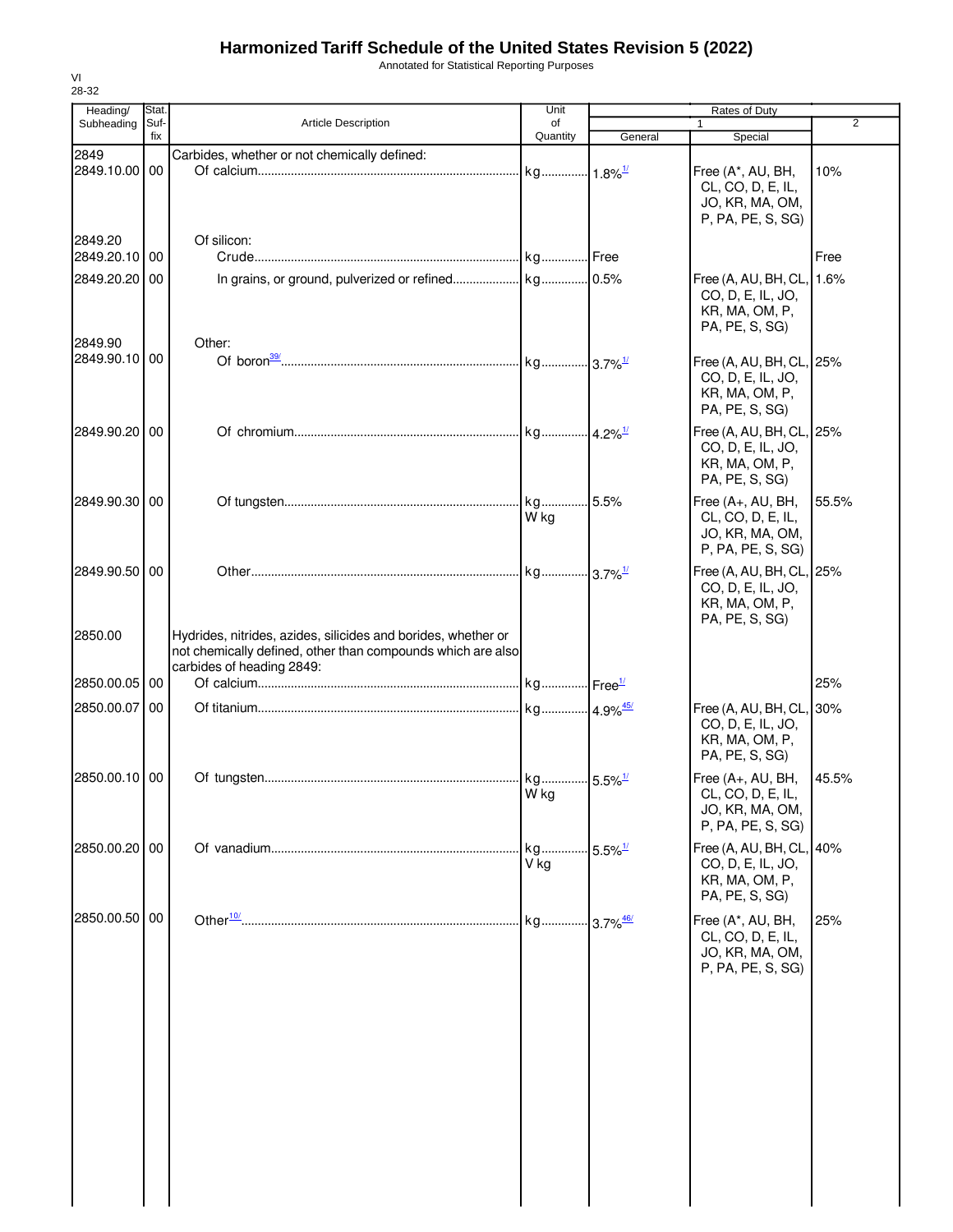# Harmonized Tariff Schedule of the United States Revision 5 (2022)

Annotated for Statistical Reporting Purposes

VI
28-32

| Heading/ Subheading | Stat. Suf-fix | Article Description | Unit of Quantity | Rates of Duty 1 General | Special | 2 |
|---|---|---|---|---|---|---|
| 2849 | | Carbides, whether or not chemically defined: | | | | |
| 2849.10.00 | 00 | Of calcium | kg | 1.8%[1/] | Free (A*, AU, BH, CL, CO, D, E, IL, JO, KR, MA, OM, P, PA, PE, S, SG) | 10% |
| 2849.20 | | Of silicon: | | | | |
| 2849.20.10 | 00 | Crude | kg | Free | | Free |
| 2849.20.20 | 00 | In grains, or ground, pulverized or refined | kg | 0.5% | Free (A, AU, BH, CL, CO, D, E, IL, JO, KR, MA, OM, P, PA, PE, S, SG) | 1.6% |
| 2849.90 | | Other: | | | | |
| 2849.90.10 | 00 | Of boron[39/] | kg | 3.7%[1/] | Free (A, AU, BH, CL, CO, D, E, IL, JO, KR, MA, OM, P, PA, PE, S, SG) | 25% |
| 2849.90.20 | 00 | Of chromium | kg | 4.2%[1/] | Free (A, AU, BH, CL, CO, D, E, IL, JO, KR, MA, OM, P, PA, PE, S, SG) | 25% |
| 2849.90.30 | 00 | Of tungsten | kg<br>W kg | 5.5% | Free (A+, AU, BH, CL, CO, D, E, IL, JO, KR, MA, OM, P, PA, PE, S, SG) | 55.5% |
| 2849.90.50 | 00 | Other | kg | 3.7%[1/] | Free (A, AU, BH, CL, CO, D, E, IL, JO, KR, MA, OM, P, PA, PE, S, SG) | 25% |
| 2850.00 | | Hydrides, nitrides, azides, silicides and borides, whether or not chemically defined, other than compounds which are also carbides of heading 2849: | | | | |
| 2850.00.05 | 00 | Of calcium | kg | Free[1/] | | 25% |
| 2850.00.07 | 00 | Of titanium | kg | 4.9%[45/] | Free (A, AU, BH, CL, CO, D, E, IL, JO, KR, MA, OM, P, PA, PE, S, SG) | 30% |
| 2850.00.10 | 00 | Of tungsten | kg<br>W kg | 5.5%[1/] | Free (A+, AU, BH, CL, CO, D, E, IL, JO, KR, MA, OM, P, PA, PE, S, SG) | 45.5% |
| 2850.00.20 | 00 | Of vanadium | kg<br>V kg | 5.5%[1/] | Free (A, AU, BH, CL, CO, D, E, IL, JO, KR, MA, OM, P, PA, PE, S, SG) | 40% |
| 2850.00.50 | 00 | Other[10/] | kg | 3.7%[46/] | Free (A*, AU, BH, CL, CO, D, E, IL, JO, KR, MA, OM, P, PA, PE, S, SG) | 25% |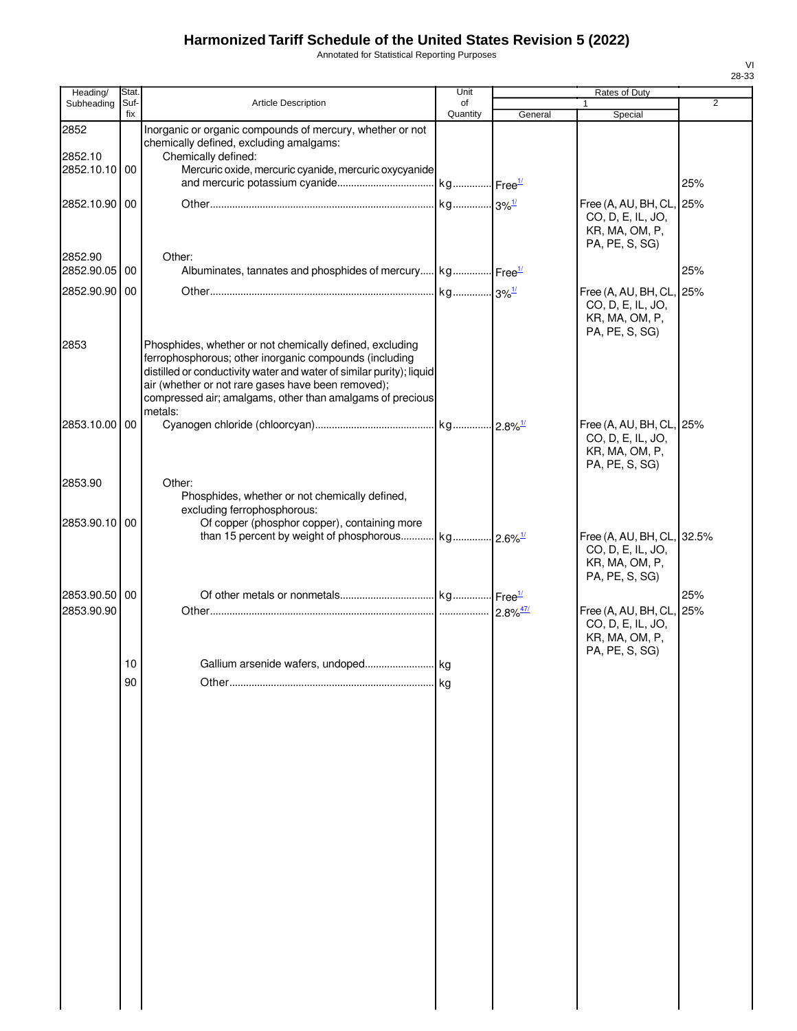# Harmonized Tariff Schedule of the United States Revision 5 (2022)

Annotated for Statistical Reporting Purposes

| Heading/ Subheading | Stat. Suf- fix | Article Description | Unit of Quantity | Rates of Duty 1 General | Special | 2 |
|---|---|---|---|---|---|---|
| 2852 | | Inorganic or organic compounds of mercury, whether or not chemically defined, excluding amalgams: | | | | |
| 2852.10 | | Chemically defined: | | | | |
| 2852.10.10 | 00 | Mercuric oxide, mercuric cyanide, mercuric oxycyanide and mercuric potassium cyanide | kg | Free[1/] | | 25% |
| 2852.10.90 | 00 | Other | kg | 3%[1/] | Free (A, AU, BH, CL, CO, D, E, IL, JO, KR, MA, OM, P, PA, PE, S, SG) | 25% |
| 2852.90 | | Other: | | | | |
| 2852.90.05 | 00 | Albuminates, tannates and phosphides of mercury | kg | Free[1/] | | 25% |
| 2852.90.90 | 00 | Other | kg | 3%[1/] | Free (A, AU, BH, CL, CO, D, E, IL, JO, KR, MA, OM, P, PA, PE, S, SG) | 25% |
| 2853 | | Phosphides, whether or not chemically defined, excluding ferrophosphorous; other inorganic compounds (including distilled or conductivity water and water of similar purity); liquid air (whether or not rare gases have been removed); compressed air; amalgams, other than amalgams of precious metals: | | | | |
| 2853.10.00 | 00 | Cyanogen chloride (chloorcyan) | kg | 2.8%[1/] | Free (A, AU, BH, CL, CO, D, E, IL, JO, KR, MA, OM, P, PA, PE, S, SG) | 25% |
| 2853.90 | | Other: | | | | |
| | | Phosphides, whether or not chemically defined, excluding ferrophosphorous: | | | | |
| 2853.90.10 | 00 | Of copper (phosphor copper), containing more than 15 percent by weight of phosphorous | kg | 2.6%[1/] | Free (A, AU, BH, CL, CO, D, E, IL, JO, KR, MA, OM, P, PA, PE, S, SG) | 32.5% |
| 2853.90.50 | 00 | Of other metals or nonmetals | kg | Free[1/] | | 25% |
| 2853.90.90 | | Other | | 2.8%[47/] | Free (A, AU, BH, CL, CO, D, E, IL, JO, KR, MA, OM, P, PA, PE, S, SG) | 25% |
| | 10 | Gallium arsenide wafers, undoped | kg | | | |
| | 90 | Other | kg | | | |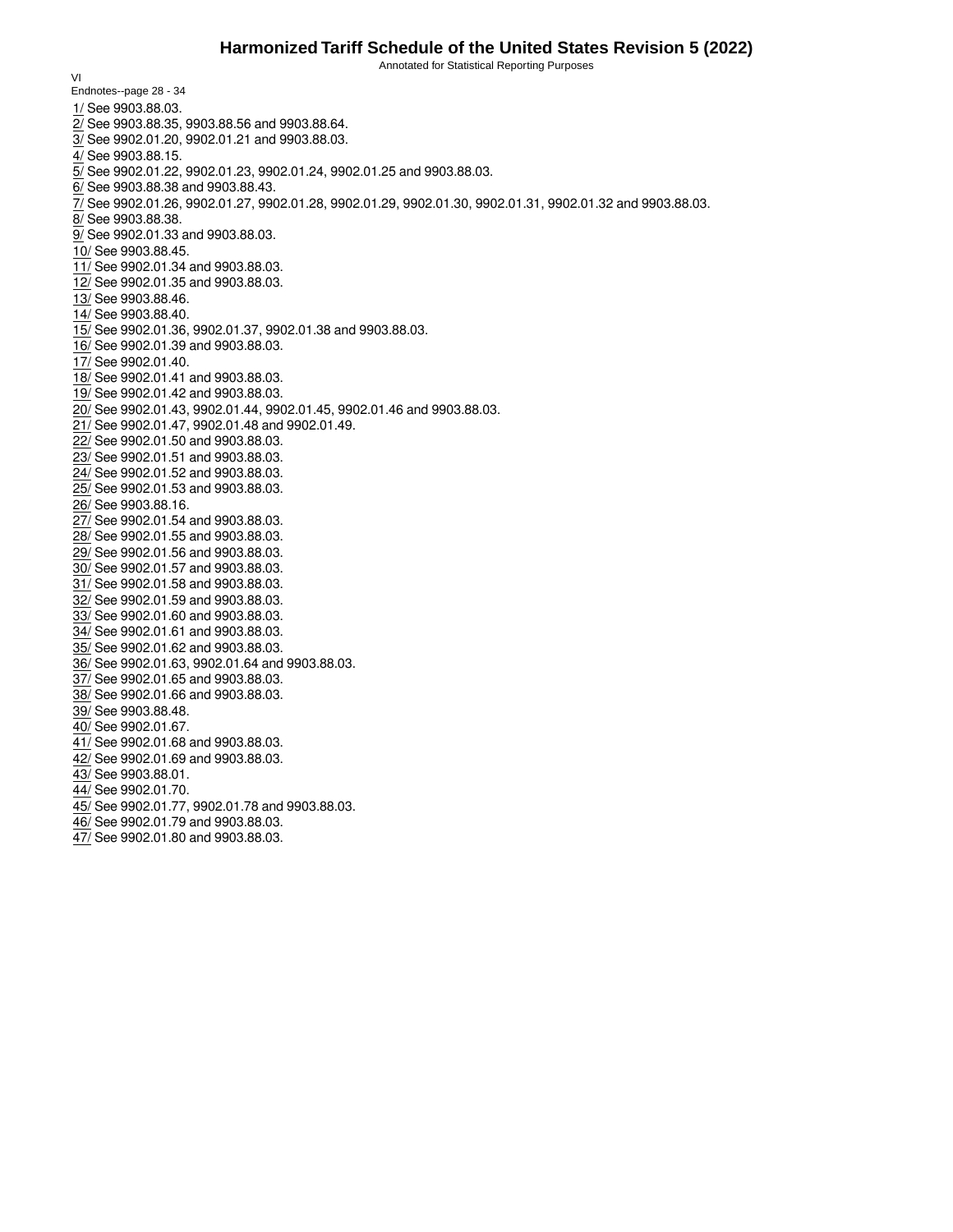VI

Endnotes--page 28 - 34

1/ See 9903.88.03.

2/ See 9903.88.35, 9903.88.56 and 9903.88.64.

3/ See 9902.01.20, 9902.01.21 and 9903.88.03.

4/ See 9903.88.15.

5/ See 9902.01.22, 9902.01.23, 9902.01.24, 9902.01.25 and 9903.88.03.

6/ See 9903.88.38 and 9903.88.43.

7/ See 9902.01.26, 9902.01.27, 9902.01.28, 9902.01.29, 9902.01.30, 9902.01.31, 9902.01.32 and 9903.88.03.

8/ See 9903.88.38.

9/ See 9902.01.33 and 9903.88.03.

10/ See 9903.88.45.

11/ See 9902.01.34 and 9903.88.03.

12/ See 9902.01.35 and 9903.88.03.

13/ See 9903.88.46.

14/ See 9903.88.40.

15/ See 9902.01.36, 9902.01.37, 9902.01.38 and 9903.88.03.

16/ See 9902.01.39 and 9903.88.03.

17/ See 9902.01.40.

18/ See 9902.01.41 and 9903.88.03.

19/ See 9902.01.42 and 9903.88.03.

20/ See 9902.01.43, 9902.01.44, 9902.01.45, 9902.01.46 and 9903.88.03.

21/ See 9902.01.47, 9902.01.48 and 9902.01.49.

22/ See 9902.01.50 and 9903.88.03.

23/ See 9902.01.51 and 9903.88.03.

24/ See 9902.01.52 and 9903.88.03.

25/ See 9902.01.53 and 9903.88.03.

26/ See 9903.88.16.

27/ See 9902.01.54 and 9903.88.03.

28/ See 9902.01.55 and 9903.88.03.

29/ See 9902.01.56 and 9903.88.03.

30/ See 9902.01.57 and 9903.88.03.

31/ See 9902.01.58 and 9903.88.03.

32/ See 9902.01.59 and 9903.88.03.

33/ See 9902.01.60 and 9903.88.03.

34/ See 9902.01.61 and 9903.88.03.

35/ See 9902.01.62 and 9903.88.03.

36/ See 9902.01.63, 9902.01.64 and 9903.88.03.

37/ See 9902.01.65 and 9903.88.03.

38/ See 9902.01.66 and 9903.88.03.

39/ See 9903.88.48.

40/ See 9902.01.67.

41/ See 9902.01.68 and 9903.88.03.

42/ See 9902.01.69 and 9903.88.03.

43/ See 9903.88.01.

44/ See 9902.01.70.

45/ See 9902.01.77, 9902.01.78 and 9903.88.03.

46/ See 9902.01.79 and 9903.88.03.

47/ See 9902.01.80 and 9903.88.03.